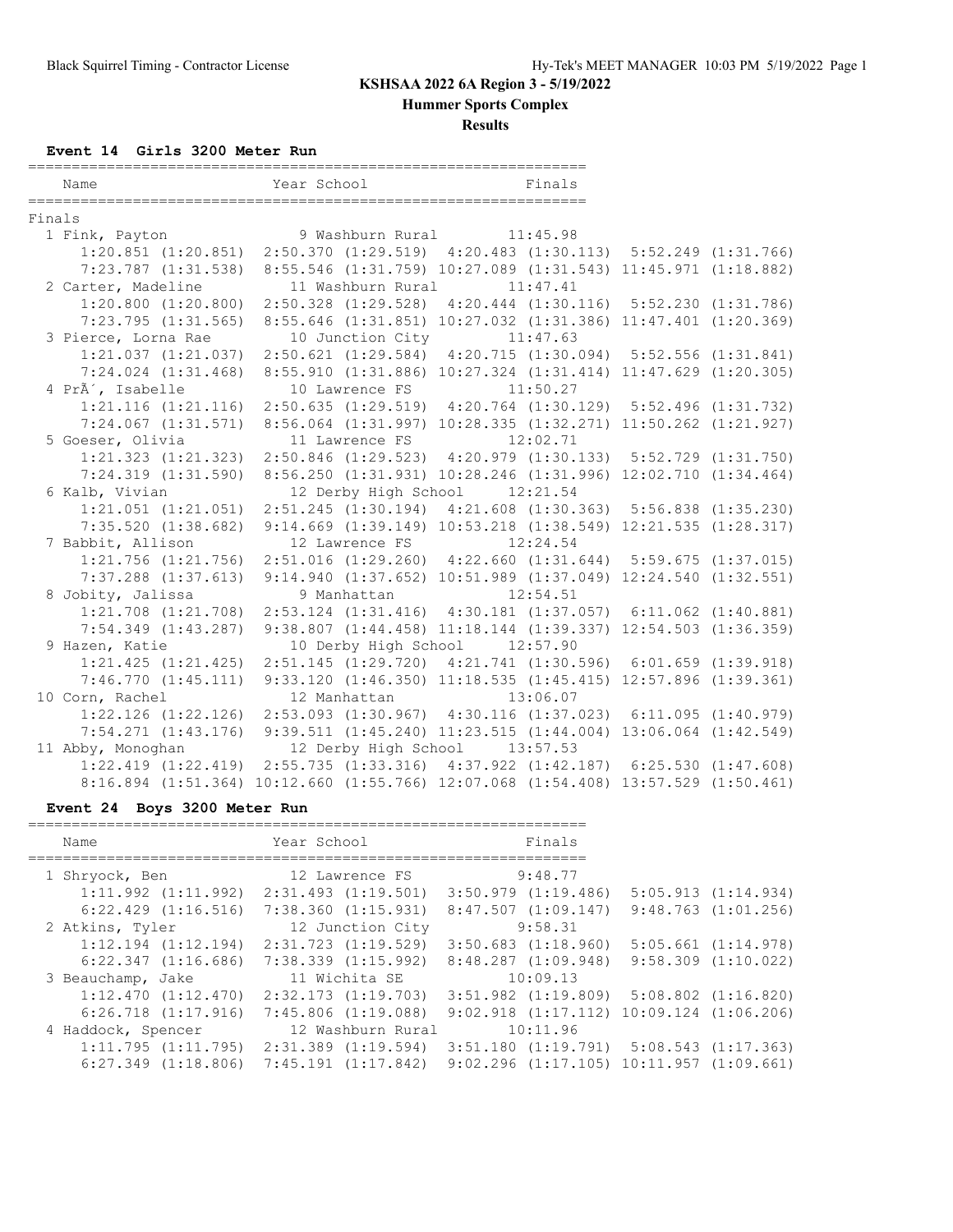**KSHSAA 2022 6A Region 3 - 5/19/2022**

**Hummer Sports Complex**

**Results**

### Event 14 Girls 3200 Meter Run

```
================================================================
    Name                    Year School                  Finals
================================================================
Finals
  1 Fink, Payton             9 Washburn Rural          11:45.98
      1:20.851 (1:20.851)  2:50.370 (1:29.519)  4:20.483 (1:30.113)  5:52.249 (1:31.766)
      7:23.787 (1:31.538)  8:55.546 (1:31.759) 10:27.089 (1:31.543) 11:45.971 (1:18.882)
  2 Carter, Madeline        11 Washburn Rural          11:47.41
      1:20.800 (1:20.800)  2:50.328 (1:29.528)  4:20.444 (1:30.116)  5:52.230 (1:31.786)
      7:23.795 (1:31.565)  8:55.646 (1:31.851) 10:27.032 (1:31.386) 11:47.401 (1:20.369)
  3 Pierce, Lorna Rae       10 Junction City           11:47.63
      1:21.037 (1:21.037)  2:50.621 (1:29.584)  4:20.715 (1:30.094)  5:52.556 (1:31.841)
      7:24.024 (1:31.468)  8:55.910 (1:31.886) 10:27.324 (1:31.414) 11:47.629 (1:20.305)
  4 PrÃ´, Isabelle          10 Lawrence FS             11:50.27
      1:21.116 (1:21.116)  2:50.635 (1:29.519)  4:20.764 (1:30.129)  5:52.496 (1:31.732)
      7:24.067 (1:31.571)  8:56.064 (1:31.997) 10:28.335 (1:32.271) 11:50.262 (1:21.927)
  5 Goeser, Olivia          11 Lawrence FS             12:02.71
      1:21.323 (1:21.323)  2:50.846 (1:29.523)  4:20.979 (1:30.133)  5:52.729 (1:31.750)
      7:24.319 (1:31.590)  8:56.250 (1:31.931) 10:28.246 (1:31.996) 12:02.710 (1:34.464)
  6 Kalb, Vivian            12 Derby High School       12:21.54
      1:21.051 (1:21.051)  2:51.245 (1:30.194)  4:21.608 (1:30.363)  5:56.838 (1:35.230)
      7:35.520 (1:38.682)  9:14.669 (1:39.149) 10:53.218 (1:38.549) 12:21.535 (1:28.317)
  7 Babbit, Allison         12 Lawrence FS             12:24.54
      1:21.756 (1:21.756)  2:51.016 (1:29.260)  4:22.660 (1:31.644)  5:59.675 (1:37.015)
      7:37.288 (1:37.613)  9:14.940 (1:37.652) 10:51.989 (1:37.049) 12:24.540 (1:32.551)
  8 Jobity, Jalissa          9 Manhattan               12:54.51
      1:21.708 (1:21.708)  2:53.124 (1:31.416)  4:30.181 (1:37.057)  6:11.062 (1:40.881)
      7:54.349 (1:43.287)  9:38.807 (1:44.458) 11:18.144 (1:39.337) 12:54.503 (1:36.359)
  9 Hazen, Katie            10 Derby High School       12:57.90
      1:21.425 (1:21.425)  2:51.145 (1:29.720)  4:21.741 (1:30.596)  6:01.659 (1:39.918)
      7:46.770 (1:45.111)  9:33.120 (1:46.350) 11:18.535 (1:45.415) 12:57.896 (1:39.361)
 10 Corn, Rachel            12 Manhattan               13:06.07
      1:22.126 (1:22.126)  2:53.093 (1:30.967)  4:30.116 (1:37.023)  6:11.095 (1:40.979)
      7:54.271 (1:43.176)  9:39.511 (1:45.240) 11:23.515 (1:44.004) 13:06.064 (1:42.549)
 11 Abby, Monoghan          12 Derby High School       13:57.53
      1:22.419 (1:22.419)  2:55.735 (1:33.316)  4:37.922 (1:42.187)  6:25.530 (1:47.608)
      8:16.894 (1:51.364) 10:12.660 (1:55.766) 12:07.068 (1:54.408) 13:57.529 (1:50.461)
```

### Event 24 Boys 3200 Meter Run

```
================================================================
    Name                    Year School                  Finals
================================================================
  1 Shryock, Ben            12 Lawrence FS              9:48.77
      1:11.992 (1:11.992)  2:31.493 (1:19.501)  3:50.979 (1:19.486)  5:05.913 (1:14.934)
      6:22.429 (1:16.516)  7:38.360 (1:15.931)  8:47.507 (1:09.147)  9:48.763 (1:01.256)
  2 Atkins, Tyler           12 Junction City            9:58.31
      1:12.194 (1:12.194)  2:31.723 (1:19.529)  3:50.683 (1:18.960)  5:05.661 (1:14.978)
      6:22.347 (1:16.686)  7:38.339 (1:15.992)  8:48.287 (1:09.948)  9:58.309 (1:10.022)
  3 Beauchamp, Jake         11 Wichita SE              10:09.13
      1:12.470 (1:12.470)  2:32.173 (1:19.703)  3:51.982 (1:19.809)  5:08.802 (1:16.820)
      6:26.718 (1:17.916)  7:45.806 (1:19.088)  9:02.918 (1:17.112) 10:09.124 (1:06.206)
  4 Haddock, Spencer        12 Washburn Rural          10:11.96
      1:11.795 (1:11.795)  2:31.389 (1:19.594)  3:51.180 (1:19.791)  5:08.543 (1:17.363)
      6:27.349 (1:18.806)  7:45.191 (1:17.842)  9:02.296 (1:17.105) 10:11.957 (1:09.661)
```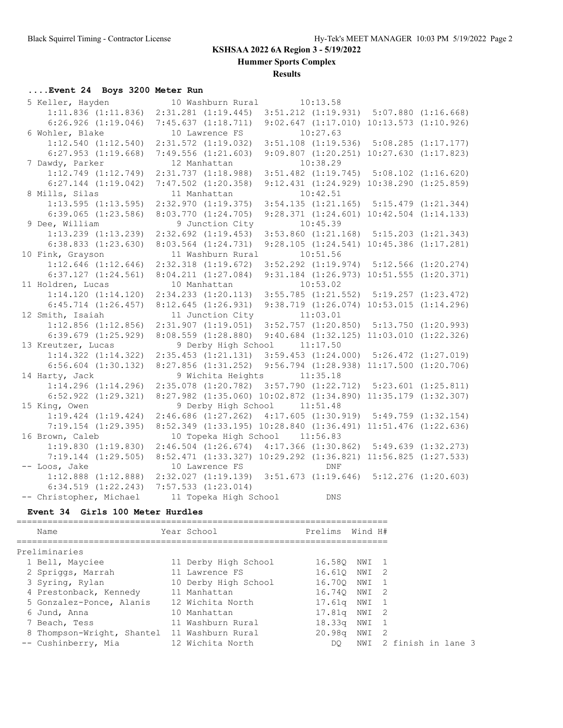# KSHSAA 2022 6A Region 3 - 5/19/2022

## Hummer Sports Complex

### Results

#### ....Event 24 Boys 3200 Meter Run

```
  5 Keller, Hayden            10 Washburn Rural         10:13.58
      1:11.836 (1:11.836)  2:31.281 (1:19.445)  3:51.212 (1:19.931)  5:07.880 (1:16.668)
      6:26.926 (1:19.046)  7:45.637 (1:18.711)  9:02.647 (1:17.010) 10:13.573 (1:10.926)
  6 Wohler, Blake             10 Lawrence FS            10:27.63
      1:12.540 (1:12.540)  2:31.572 (1:19.032)  3:51.108 (1:19.536)  5:08.285 (1:17.177)
      6:27.953 (1:19.668)  7:49.556 (1:21.603)  9:09.807 (1:20.251) 10:27.630 (1:17.823)
  7 Dawdy, Parker             12 Manhattan              10:38.29
      1:12.749 (1:12.749)  2:31.737 (1:18.988)  3:51.482 (1:19.745)  5:08.102 (1:16.620)
      6:27.144 (1:19.042)  7:47.502 (1:20.358)  9:12.431 (1:24.929) 10:38.290 (1:25.859)
  8 Mills, Silas              11 Manhattan              10:42.51
      1:13.595 (1:13.595)  2:32.970 (1:19.375)  3:54.135 (1:21.165)  5:15.479 (1:21.344)
      6:39.065 (1:23.586)  8:03.770 (1:24.705)  9:28.371 (1:24.601) 10:42.504 (1:14.133)
  9 Dee, William               9 Junction City          10:45.39
      1:13.239 (1:13.239)  2:32.692 (1:19.453)  3:53.860 (1:21.168)  5:15.203 (1:21.343)
      6:38.833 (1:23.630)  8:03.564 (1:24.731)  9:28.105 (1:24.541) 10:45.386 (1:17.281)
 10 Fink, Grayson             11 Washburn Rural         10:51.56
      1:12.646 (1:12.646)  2:32.318 (1:19.672)  3:52.292 (1:19.974)  5:12.566 (1:20.274)
      6:37.127 (1:24.561)  8:04.211 (1:27.084)  9:31.184 (1:26.973) 10:51.555 (1:20.371)
 11 Holdren, Lucas            10 Manhattan              10:53.02
      1:14.120 (1:14.120)  2:34.233 (1:20.113)  3:55.785 (1:21.552)  5:19.257 (1:23.472)
      6:45.714 (1:26.457)  8:12.645 (1:26.931)  9:38.719 (1:26.074) 10:53.015 (1:14.296)
 12 Smith, Isaiah             11 Junction City          11:03.01
      1:12.856 (1:12.856)  2:31.907 (1:19.051)  3:52.757 (1:20.850)  5:13.750 (1:20.993)
      6:39.679 (1:25.929)  8:08.559 (1:28.880)  9:40.684 (1:32.125) 11:03.010 (1:22.326)
 13 Kreutzer, Lucas            9 Derby High School      11:17.50
      1:14.322 (1:14.322)  2:35.453 (1:21.131)  3:59.453 (1:24.000)  5:26.472 (1:27.019)
      6:56.604 (1:30.132)  8:27.856 (1:31.252)  9:56.794 (1:28.938) 11:17.500 (1:20.706)
 14 Harty, Jack                9 Wichita Heights        11:35.18
      1:14.296 (1:14.296)  2:35.078 (1:20.782)  3:57.790 (1:22.712)  5:23.601 (1:25.811)
      6:52.922 (1:29.321)  8:27.982 (1:35.060) 10:02.872 (1:34.890) 11:35.179 (1:32.307)
 15 King, Owen                 9 Derby High School      11:51.48
      1:19.424 (1:19.424)  2:46.686 (1:27.262)  4:17.605 (1:30.919)  5:49.759 (1:32.154)
      7:19.154 (1:29.395)  8:52.349 (1:33.195) 10:28.840 (1:36.491) 11:51.476 (1:22.636)
 16 Brown, Caleb              10 Topeka High School     11:56.83
      1:19.830 (1:19.830)  2:46.504 (1:26.674)  4:17.366 (1:30.862)  5:49.639 (1:32.273)
      7:19.144 (1:29.505)  8:52.471 (1:33.327) 10:29.292 (1:36.821) 11:56.825 (1:27.533)
 -- Loos, Jake                10 Lawrence FS                 DNF
      1:12.888 (1:12.888)  2:32.027 (1:19.139)  3:51.673 (1:19.646)  5:12.276 (1:20.603)
      6:34.519 (1:22.243)  7:57.533 (1:23.014)
 -- Christopher, Michael      11 Topeka High School          DNS
```

#### Event 34 Girls 100 Meter Hurdles

| | Name | Year | School | Prelims | Wind | H# | |
|---|---|---|---|---|---|---|---|
| **Preliminaries** | | | | | | | |
| 1 | Bell, Mayciee | 11 | Derby High School | 16.58Q | NWI | 1 | |
| 2 | Spriggs, Marrah | 11 | Lawrence FS | 16.61Q | NWI | 2 | |
| 3 | Syring, Rylan | 10 | Derby High School | 16.70Q | NWI | 1 | |
| 4 | Prestonback, Kennedy | 11 | Manhattan | 16.74Q | NWI | 2 | |
| 5 | Gonzalez-Ponce, Alanis | 12 | Wichita North | 17.61q | NWI | 1 | |
| 6 | Jund, Anna | 10 | Manhattan | 17.81q | NWI | 2 | |
| 7 | Beach, Tess | 11 | Washburn Rural | 18.33q | NWI | 1 | |
| 8 | Thompson-Wright, Shantel | 11 | Washburn Rural | 20.98q | NWI | 2 | |
| -- | Cushinberry, Mia | 12 | Wichita North | DQ | NWI | 2 | finish in lane 3 |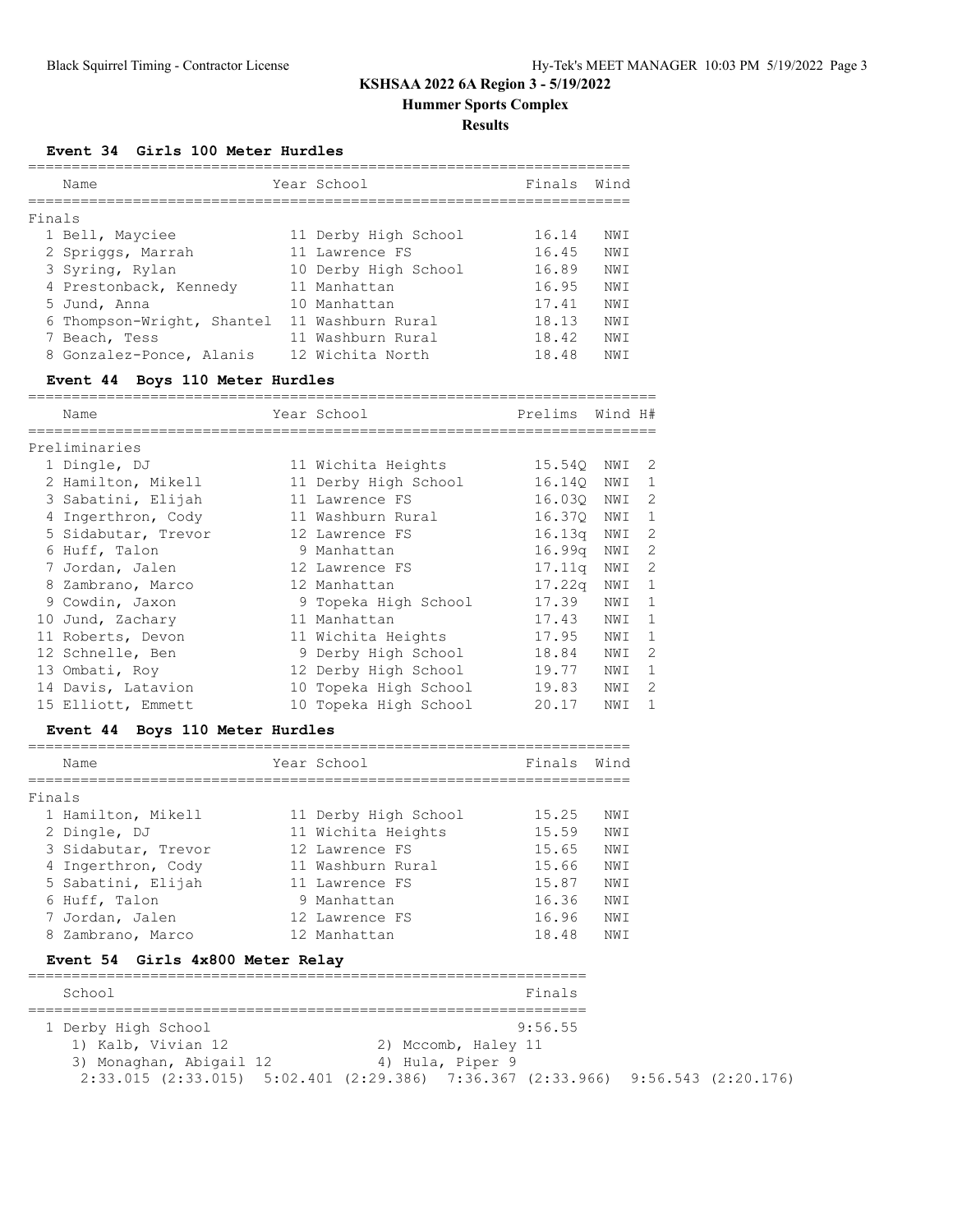# KSHSAA 2022 6A Region 3 - 5/19/2022

## Hummer Sports Complex

### Results

#### Event 34 Girls 100 Meter Hurdles

Finals

| Place | Name | Year | School | Finals | Wind |
|---|---|---|---|---|---|
| 1 | Bell, Mayciee | 11 | Derby High School | 16.14 | NWI |
| 2 | Spriggs, Marrah | 11 | Lawrence FS | 16.45 | NWI |
| 3 | Syring, Rylan | 10 | Derby High School | 16.89 | NWI |
| 4 | Prestonback, Kennedy | 11 | Manhattan | 16.95 | NWI |
| 5 | Jund, Anna | 10 | Manhattan | 17.41 | NWI |
| 6 | Thompson-Wright, Shantel | 11 | Washburn Rural | 18.13 | NWI |
| 7 | Beach, Tess | 11 | Washburn Rural | 18.42 | NWI |
| 8 | Gonzalez-Ponce, Alanis | 12 | Wichita North | 18.48 | NWI |

#### Event 44 Boys 110 Meter Hurdles

Preliminaries

| Place | Name | Year | School | Prelims | Wind | H# |
|---|---|---|---|---|---|---|
| 1 | Dingle, DJ | 11 | Wichita Heights | 15.54Q | NWI | 2 |
| 2 | Hamilton, Mikell | 11 | Derby High School | 16.14Q | NWI | 1 |
| 3 | Sabatini, Elijah | 11 | Lawrence FS | 16.03Q | NWI | 2 |
| 4 | Ingerthron, Cody | 11 | Washburn Rural | 16.37Q | NWI | 1 |
| 5 | Sidabutar, Trevor | 12 | Lawrence FS | 16.13q | NWI | 2 |
| 6 | Huff, Talon | 9 | Manhattan | 16.99q | NWI | 2 |
| 7 | Jordan, Jalen | 12 | Lawrence FS | 17.11q | NWI | 2 |
| 8 | Zambrano, Marco | 12 | Manhattan | 17.22q | NWI | 1 |
| 9 | Cowdin, Jaxon | 9 | Topeka High School | 17.39 | NWI | 1 |
| 10 | Jund, Zachary | 11 | Manhattan | 17.43 | NWI | 1 |
| 11 | Roberts, Devon | 11 | Wichita Heights | 17.95 | NWI | 1 |
| 12 | Schnelle, Ben | 9 | Derby High School | 18.84 | NWI | 2 |
| 13 | Ombati, Roy | 12 | Derby High School | 19.77 | NWI | 1 |
| 14 | Davis, Latavion | 10 | Topeka High School | 19.83 | NWI | 2 |
| 15 | Elliott, Emmett | 10 | Topeka High School | 20.17 | NWI | 1 |

#### Event 44 Boys 110 Meter Hurdles

Finals

| Place | Name | Year | School | Finals | Wind |
|---|---|---|---|---|---|
| 1 | Hamilton, Mikell | 11 | Derby High School | 15.25 | NWI |
| 2 | Dingle, DJ | 11 | Wichita Heights | 15.59 | NWI |
| 3 | Sidabutar, Trevor | 12 | Lawrence FS | 15.65 | NWI |
| 4 | Ingerthron, Cody | 11 | Washburn Rural | 15.66 | NWI |
| 5 | Sabatini, Elijah | 11 | Lawrence FS | 15.87 | NWI |
| 6 | Huff, Talon | 9 | Manhattan | 16.36 | NWI |
| 7 | Jordan, Jalen | 12 | Lawrence FS | 16.96 | NWI |
| 8 | Zambrano, Marco | 12 | Manhattan | 18.48 | NWI |

#### Event 54 Girls 4x800 Meter Relay

| Place | School | Finals |
|---|---|---|
| 1 | Derby High School | 9:56.55 |

1) Kalb, Vivian 12
2) Mccomb, Haley 11
3) Monaghan, Abigail 12
4) Hula, Piper 9

2:33.015 (2:33.015) 5:02.401 (2:29.386) 7:36.367 (2:33.966) 9:56.543 (2:20.176)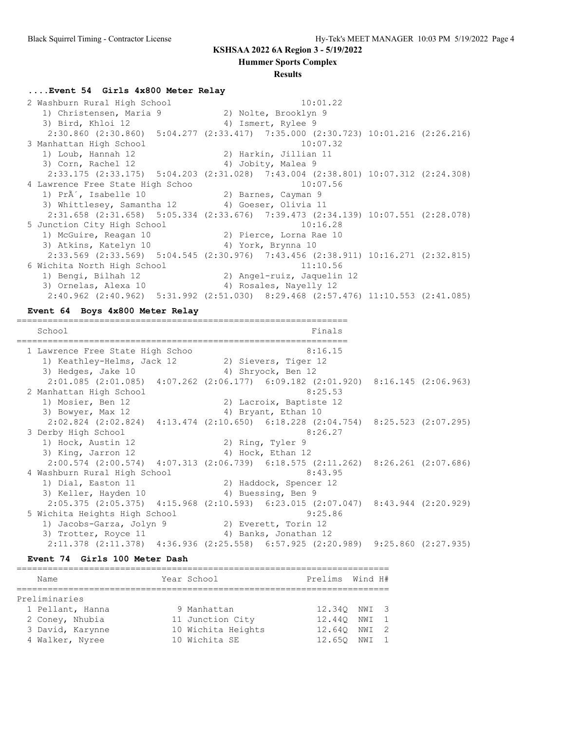KSHSAA 2022 6A Region 3 - 5/19/2022

Hummer Sports Complex

Results

### ....Event 54 Girls 4x800 Meter Relay

```
  2 Washburn Rural High School                            10:01.22 
     1) Christensen, Maria 9            2) Nolte, Brooklyn 9            
     3) Bird, Khloi 12                  4) Ismert, Rylee 9              
      2:30.860 (2:30.860)  5:04.277 (2:33.417)  7:35.000 (2:30.723) 10:01.216 (2:26.216)
  3 Manhattan High School                                 10:07.32 
     1) Loub, Hannah 12                 2) Harkin, Jillian 11           
     3) Corn, Rachel 12                 4) Jobity, Malea 9              
      2:33.175 (2:33.175)  5:04.203 (2:31.028)  7:43.004 (2:38.801) 10:07.312 (2:24.308)
  4 Lawrence Free State High Schoo                        10:07.56 
     1) PrÃ´, Isabelle 10               2) Barnes, Cayman 9             
     3) Whittlesey, Samantha 12         4) Goeser, Olivia 11            
      2:31.658 (2:31.658)  5:05.334 (2:33.676)  7:39.473 (2:34.139) 10:07.551 (2:28.078)
  5 Junction City High School                             10:16.28 
     1) McGuire, Reagan 10              2) Pierce, Lorna Rae 10         
     3) Atkins, Katelyn 10              4) York, Brynna 10              
      2:33.569 (2:33.569)  5:04.545 (2:30.976)  7:43.456 (2:38.911) 10:16.271 (2:32.815)
  6 Wichita North High School                             11:10.56 
     1) Bengi, Bilhah 12                2) Angel-ruiz, Jaquelin 12      
     3) Ornelas, Alexa 10               4) Rosales, Nayelly 12          
      2:40.962 (2:40.962)  5:31.992 (2:51.030)  8:29.468 (2:57.476) 11:10.553 (2:41.085)
```

### Event 64 Boys 4x800 Meter Relay

```
=================================================================
    School                                               Finals  
=================================================================
  1 Lawrence Free State High Schoo                        8:16.15  
     1) Keathley-Helms, Jack 12         2) Sievers, Tiger 12            
     3) Hedges, Jake 10                 4) Shryock, Ben 12              
      2:01.085 (2:01.085)  4:07.262 (2:06.177)  6:09.182 (2:01.920)  8:16.145 (2:06.963)
  2 Manhattan High School                                 8:25.53  
     1) Mosier, Ben 12                  2) Lacroix, Baptiste 12         
     3) Bowyer, Max 12                  4) Bryant, Ethan 10             
      2:02.824 (2:02.824)  4:13.474 (2:10.650)  6:18.228 (2:04.754)  8:25.523 (2:07.295)
  3 Derby High School                                     8:26.27  
     1) Hock, Austin 12                 2) Ring, Tyler 9                
     3) King, Jarron 12                 4) Hock, Ethan 12               
      2:00.574 (2:00.574)  4:07.313 (2:06.739)  6:18.575 (2:11.262)  8:26.261 (2:07.686)
  4 Washburn Rural High School                            8:43.95  
     1) Dial, Easton 11                 2) Haddock, Spencer 12          
     3) Keller, Hayden 10               4) Buessing, Ben 9              
      2:05.375 (2:05.375)  4:15.968 (2:10.593)  6:23.015 (2:07.047)  8:43.944 (2:20.929)
  5 Wichita Heights High School                           9:25.86  
     1) Jacobs-Garza, Jolyn 9           2) Everett, Torin 12            
     3) Trotter, Royce 11               4) Banks, Jonathan 12           
      2:11.378 (2:11.378)  4:36.936 (2:25.558)  6:57.925 (2:20.989)  9:25.860 (2:27.935)
```

### Event 74 Girls 100 Meter Dash

```
========================================================================
    Name                    Year School                Prelims  Wind H#
========================================================================
Preliminaries
  1 Pellant, Hanna           9 Manhattan              12.34Q  NWI  3 
  2 Coney, Nhubia           11 Junction City          12.44Q  NWI  1 
  3 David, Karynne          10 Wichita Heights        12.64Q  NWI  2 
  4 Walker, Nyree           10 Wichita SE             12.65Q  NWI  1 
```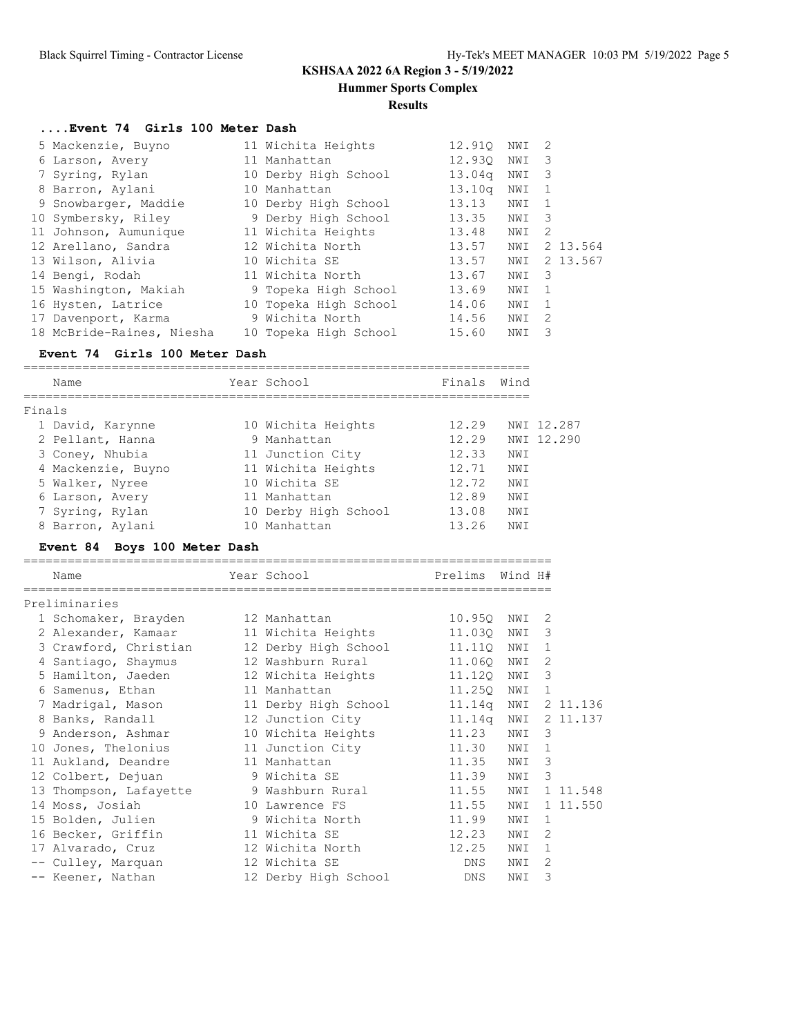# KSHSAA 2022 6A Region 3 - 5/19/2022

## Hummer Sports Complex

### Results

### ....Event 74 Girls 100 Meter Dash

| Place | Name | Year | School | Prelims | Wind | H# | |
|---|---|---|---|---|---|---|---|
| 5 | Mackenzie, Buyno | 11 | Wichita Heights | 12.91Q | NWI | 2 | |
| 6 | Larson, Avery | 11 | Manhattan | 12.93Q | NWI | 3 | |
| 7 | Syring, Rylan | 10 | Derby High School | 13.04q | NWI | 3 | |
| 8 | Barron, Aylani | 10 | Manhattan | 13.10q | NWI | 1 | |
| 9 | Snowbarger, Maddie | 10 | Derby High School | 13.13 | NWI | 1 | |
| 10 | Symbersky, Riley | 9 | Derby High School | 13.35 | NWI | 3 | |
| 11 | Johnson, Aumunique | 11 | Wichita Heights | 13.48 | NWI | 2 | |
| 12 | Arellano, Sandra | 12 | Wichita North | 13.57 | NWI | 2 | 13.564 |
| 13 | Wilson, Alivia | 10 | Wichita SE | 13.57 | NWI | 2 | 13.567 |
| 14 | Bengi, Rodah | 11 | Wichita North | 13.67 | NWI | 3 | |
| 15 | Washington, Makiah | 9 | Topeka High School | 13.69 | NWI | 1 | |
| 16 | Hysten, Latrice | 10 | Topeka High School | 14.06 | NWI | 1 | |
| 17 | Davenport, Karma | 9 | Wichita North | 14.56 | NWI | 2 | |
| 18 | McBride-Raines, Niesha | 10 | Topeka High School | 15.60 | NWI | 3 | |

### Event 74 Girls 100 Meter Dash

Finals

| Place | Name | Year | School | Finals | Wind | |
|---|---|---|---|---|---|---|
| 1 | David, Karynne | 10 | Wichita Heights | 12.29 | NWI | 12.287 |
| 2 | Pellant, Hanna | 9 | Manhattan | 12.29 | NWI | 12.290 |
| 3 | Coney, Nhubia | 11 | Junction City | 12.33 | NWI | |
| 4 | Mackenzie, Buyno | 11 | Wichita Heights | 12.71 | NWI | |
| 5 | Walker, Nyree | 10 | Wichita SE | 12.72 | NWI | |
| 6 | Larson, Avery | 11 | Manhattan | 12.89 | NWI | |
| 7 | Syring, Rylan | 10 | Derby High School | 13.08 | NWI | |
| 8 | Barron, Aylani | 10 | Manhattan | 13.26 | NWI | |

### Event 84 Boys 100 Meter Dash

Preliminaries

| Place | Name | Year | School | Prelims | Wind | H# | |
|---|---|---|---|---|---|---|---|
| 1 | Schomaker, Brayden | 12 | Manhattan | 10.95Q | NWI | 2 | |
| 2 | Alexander, Kamaar | 11 | Wichita Heights | 11.03Q | NWI | 3 | |
| 3 | Crawford, Christian | 12 | Derby High School | 11.11Q | NWI | 1 | |
| 4 | Santiago, Shaymus | 12 | Washburn Rural | 11.06Q | NWI | 2 | |
| 5 | Hamilton, Jaeden | 12 | Wichita Heights | 11.12Q | NWI | 3 | |
| 6 | Samenus, Ethan | 11 | Manhattan | 11.25Q | NWI | 1 | |
| 7 | Madrigal, Mason | 11 | Derby High School | 11.14q | NWI | 2 | 11.136 |
| 8 | Banks, Randall | 12 | Junction City | 11.14q | NWI | 2 | 11.137 |
| 9 | Anderson, Ashmar | 10 | Wichita Heights | 11.23 | NWI | 3 | |
| 10 | Jones, Thelonius | 11 | Junction City | 11.30 | NWI | 1 | |
| 11 | Aukland, Deandre | 11 | Manhattan | 11.35 | NWI | 3 | |
| 12 | Colbert, Dejuan | 9 | Wichita SE | 11.39 | NWI | 3 | |
| 13 | Thompson, Lafayette | 9 | Washburn Rural | 11.55 | NWI | 1 | 11.548 |
| 14 | Moss, Josiah | 10 | Lawrence FS | 11.55 | NWI | 1 | 11.550 |
| 15 | Bolden, Julien | 9 | Wichita North | 11.99 | NWI | 1 | |
| 16 | Becker, Griffin | 11 | Wichita SE | 12.23 | NWI | 2 | |
| 17 | Alvarado, Cruz | 12 | Wichita North | 12.25 | NWI | 1 | |
| -- | Culley, Marquan | 12 | Wichita SE | DNS | NWI | 2 | |
| -- | Keener, Nathan | 12 | Derby High School | DNS | NWI | 3 | |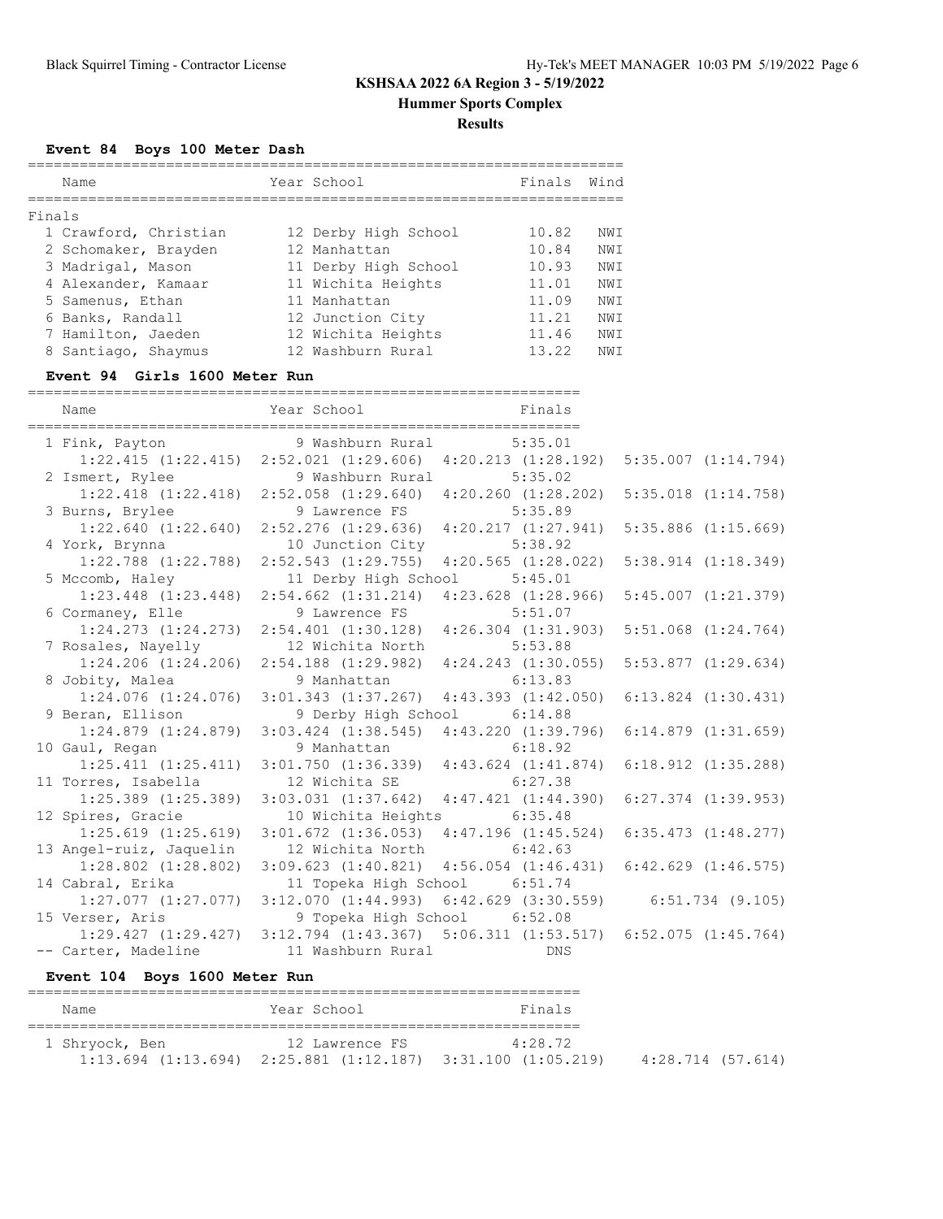# KSHSAA 2022 6A Region 3 - 5/19/2022

## Hummer Sports Complex

### Results

#### Event 84 Boys 100 Meter Dash

**Finals**

| Place | Name | Year | School | Finals | Wind |
|---|---|---|---|---|---|
| 1 | Crawford, Christian | 12 | Derby High School | 10.82 | NWI |
| 2 | Schomaker, Brayden | 12 | Manhattan | 10.84 | NWI |
| 3 | Madrigal, Mason | 11 | Derby High School | 10.93 | NWI |
| 4 | Alexander, Kamaar | 11 | Wichita Heights | 11.01 | NWI |
| 5 | Samenus, Ethan | 11 | Manhattan | 11.09 | NWI |
| 6 | Banks, Randall | 12 | Junction City | 11.21 | NWI |
| 7 | Hamilton, Jaeden | 12 | Wichita Heights | 11.46 | NWI |
| 8 | Santiago, Shaymus | 12 | Washburn Rural | 13.22 | NWI |

#### Event 94 Girls 1600 Meter Run

| Place | Name | Year | School | Finals | Split 1 | Split 2 | Split 3 | Split 4 |
|---|---|---|---|---|---|---|---|---|
| 1 | Fink, Payton | 9 | Washburn Rural | 5:35.01 | 1:22.415 (1:22.415) | 2:52.021 (1:29.606) | 4:20.213 (1:28.192) | 5:35.007 (1:14.794) |
| 2 | Ismert, Rylee | 9 | Washburn Rural | 5:35.02 | 1:22.418 (1:22.418) | 2:52.058 (1:29.640) | 4:20.260 (1:28.202) | 5:35.018 (1:14.758) |
| 3 | Burns, Brylee | 9 | Lawrence FS | 5:35.89 | 1:22.640 (1:22.640) | 2:52.276 (1:29.636) | 4:20.217 (1:27.941) | 5:35.886 (1:15.669) |
| 4 | York, Brynna | 10 | Junction City | 5:38.92 | 1:22.788 (1:22.788) | 2:52.543 (1:29.755) | 4:20.565 (1:28.022) | 5:38.914 (1:18.349) |
| 5 | Mccomb, Haley | 11 | Derby High School | 5:45.01 | 1:23.448 (1:23.448) | 2:54.662 (1:31.214) | 4:23.628 (1:28.966) | 5:45.007 (1:21.379) |
| 6 | Cormaney, Elle | 9 | Lawrence FS | 5:51.07 | 1:24.273 (1:24.273) | 2:54.401 (1:30.128) | 4:26.304 (1:31.903) | 5:51.068 (1:24.764) |
| 7 | Rosales, Nayelly | 12 | Wichita North | 5:53.88 | 1:24.206 (1:24.206) | 2:54.188 (1:29.982) | 4:24.243 (1:30.055) | 5:53.877 (1:29.634) |
| 8 | Jobity, Malea | 9 | Manhattan | 6:13.83 | 1:24.076 (1:24.076) | 3:01.343 (1:37.267) | 4:43.393 (1:42.050) | 6:13.824 (1:30.431) |
| 9 | Beran, Ellison | 9 | Derby High School | 6:14.88 | 1:24.879 (1:24.879) | 3:03.424 (1:38.545) | 4:43.220 (1:39.796) | 6:14.879 (1:31.659) |
| 10 | Gaul, Regan | 9 | Manhattan | 6:18.92 | 1:25.411 (1:25.411) | 3:01.750 (1:36.339) | 4:43.624 (1:41.874) | 6:18.912 (1:35.288) |
| 11 | Torres, Isabella | 12 | Wichita SE | 6:27.38 | 1:25.389 (1:25.389) | 3:03.031 (1:37.642) | 4:47.421 (1:44.390) | 6:27.374 (1:39.953) |
| 12 | Spires, Gracie | 10 | Wichita Heights | 6:35.48 | 1:25.619 (1:25.619) | 3:01.672 (1:36.053) | 4:47.196 (1:45.524) | 6:35.473 (1:48.277) |
| 13 | Angel-ruiz, Jaquelin | 12 | Wichita North | 6:42.63 | 1:28.802 (1:28.802) | 3:09.623 (1:40.821) | 4:56.054 (1:46.431) | 6:42.629 (1:46.575) |
| 14 | Cabral, Erika | 11 | Topeka High School | 6:51.74 | 1:27.077 (1:27.077) | 3:12.070 (1:44.993) | 6:42.629 (3:30.559) | 6:51.734 (9.105) |
| 15 | Verser, Aris | 9 | Topeka High School | 6:52.08 | 1:29.427 (1:29.427) | 3:12.794 (1:43.367) | 5:06.311 (1:53.517) | 6:52.075 (1:45.764) |
| -- | Carter, Madeline | 11 | Washburn Rural | DNS | | | | |

#### Event 104 Boys 1600 Meter Run

| Place | Name | Year | School | Finals | Split 1 | Split 2 | Split 3 | Split 4 |
|---|---|---|---|---|---|---|---|---|
| 1 | Shryock, Ben | 12 | Lawrence FS | 4:28.72 | 1:13.694 (1:13.694) | 2:25.881 (1:12.187) | 3:31.100 (1:05.219) | 4:28.714 (57.614) |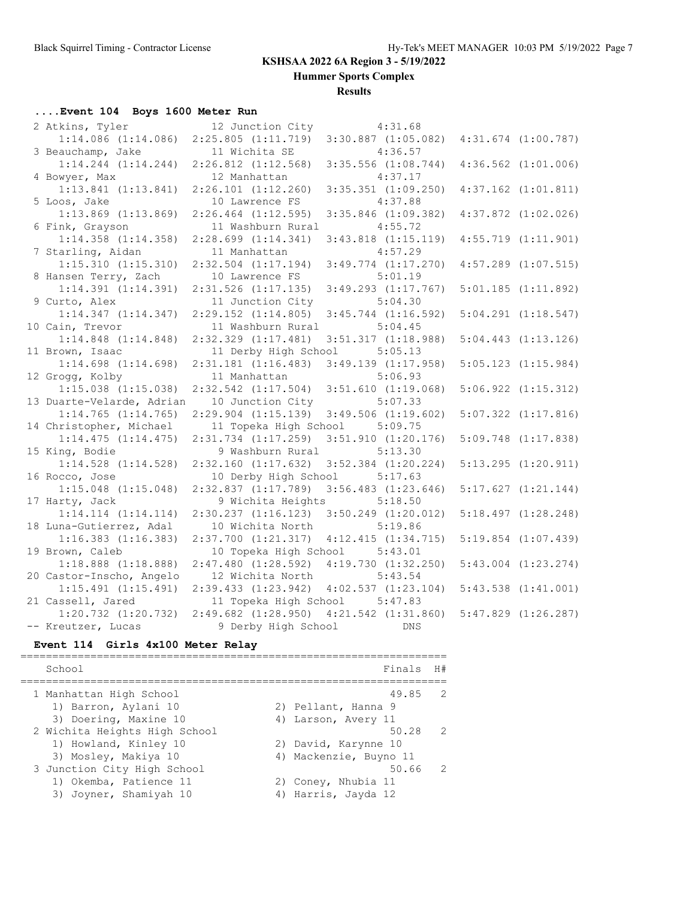## KSHSAA 2022 6A Region 3 - 5/19/2022

**Hummer Sports Complex**

**Results**

### ....Event 104 Boys 1600 Meter Run

```
  2 Atkins, Tyler              12 Junction City           4:31.68  
     1:14.086 (1:14.086)  2:25.805 (1:11.719)  3:30.887 (1:05.082)  4:31.674 (1:00.787)
  3 Beauchamp, Jake            11 Wichita SE              4:36.57  
     1:14.244 (1:14.244)  2:26.812 (1:12.568)  3:35.556 (1:08.744)  4:36.562 (1:01.006)
  4 Bowyer, Max                12 Manhattan               4:37.17  
     1:13.841 (1:13.841)  2:26.101 (1:12.260)  3:35.351 (1:09.250)  4:37.162 (1:01.811)
  5 Loos, Jake                 10 Lawrence FS             4:37.88  
     1:13.869 (1:13.869)  2:26.464 (1:12.595)  3:35.846 (1:09.382)  4:37.872 (1:02.026)
  6 Fink, Grayson              11 Washburn Rural          4:55.72  
     1:14.358 (1:14.358)  2:28.699 (1:14.341)  3:43.818 (1:15.119)  4:55.719 (1:11.901)
  7 Starling, Aidan            11 Manhattan               4:57.29  
     1:15.310 (1:15.310)  2:32.504 (1:17.194)  3:49.774 (1:17.270)  4:57.289 (1:07.515)
  8 Hansen Terry, Zach         10 Lawrence FS             5:01.19  
     1:14.391 (1:14.391)  2:31.526 (1:17.135)  3:49.293 (1:17.767)  5:01.185 (1:11.892)
  9 Curto, Alex                11 Junction City           5:04.30  
     1:14.347 (1:14.347)  2:29.152 (1:14.805)  3:45.744 (1:16.592)  5:04.291 (1:18.547)
 10 Cain, Trevor               11 Washburn Rural          5:04.45  
     1:14.848 (1:14.848)  2:32.329 (1:17.481)  3:51.317 (1:18.988)  5:04.443 (1:13.126)
 11 Brown, Isaac               11 Derby High School       5:05.13  
     1:14.698 (1:14.698)  2:31.181 (1:16.483)  3:49.139 (1:17.958)  5:05.123 (1:15.984)
 12 Grogg, Kolby               11 Manhattan               5:06.93  
     1:15.038 (1:15.038)  2:32.542 (1:17.504)  3:51.610 (1:19.068)  5:06.922 (1:15.312)
 13 Duarte-Velarde, Adrian     10 Junction City           5:07.33  
     1:14.765 (1:14.765)  2:29.904 (1:15.139)  3:49.506 (1:19.602)  5:07.322 (1:17.816)
 14 Christopher, Michael       11 Topeka High School      5:09.75  
     1:14.475 (1:14.475)  2:31.734 (1:17.259)  3:51.910 (1:20.176)  5:09.748 (1:17.838)
 15 King, Bodie                 9 Washburn Rural          5:13.30  
     1:14.528 (1:14.528)  2:32.160 (1:17.632)  3:52.384 (1:20.224)  5:13.295 (1:20.911)
 16 Rocco, Jose                10 Derby High School       5:17.63  
     1:15.048 (1:15.048)  2:32.837 (1:17.789)  3:56.483 (1:23.646)  5:17.627 (1:21.144)
 17 Harty, Jack                 9 Wichita Heights         5:18.50  
     1:14.114 (1:14.114)  2:30.237 (1:16.123)  3:50.249 (1:20.012)  5:18.497 (1:28.248)
 18 Luna-Gutierrez, Adal       10 Wichita North           5:19.86  
     1:16.383 (1:16.383)  2:37.700 (1:21.317)  4:12.415 (1:34.715)  5:19.854 (1:07.439)
 19 Brown, Caleb               10 Topeka High School      5:43.01  
     1:18.888 (1:18.888)  2:47.480 (1:28.592)  4:19.730 (1:32.250)  5:43.004 (1:23.274)
 20 Castor-Inscho, Angelo      12 Wichita North           5:43.54  
     1:15.491 (1:15.491)  2:39.433 (1:23.942)  4:02.537 (1:23.104)  5:43.538 (1:41.001)
 21 Cassell, Jared             11 Topeka High School      5:47.83  
     1:20.732 (1:20.732)  2:49.682 (1:28.950)  4:21.542 (1:31.860)  5:47.829 (1:26.287)
 -- Kreutzer, Lucas             9 Derby High School           DNS  
```

### Event 114 Girls 4x100 Meter Relay

```
===================================================================
    School                                               Finals  H#
===================================================================
  1 Manhattan High School                                  49.85   2 
     1) Barron, Aylani 10               2) Pellant, Hanna 9               
     3) Doering, Maxine 10              4) Larson, Avery 11               
  2 Wichita Heights High School                            50.28   2 
     1) Howland, Kinley 10              2) David, Karynne 10              
     3) Mosley, Makiya 10               4) Mackenzie, Buyno 11            
  3 Junction City High School                              50.66   2 
     1) Okemba, Patience 11             2) Coney, Nhubia 11               
     3) Joyner, Shamiyah 10             4) Harris, Jayda 12               
```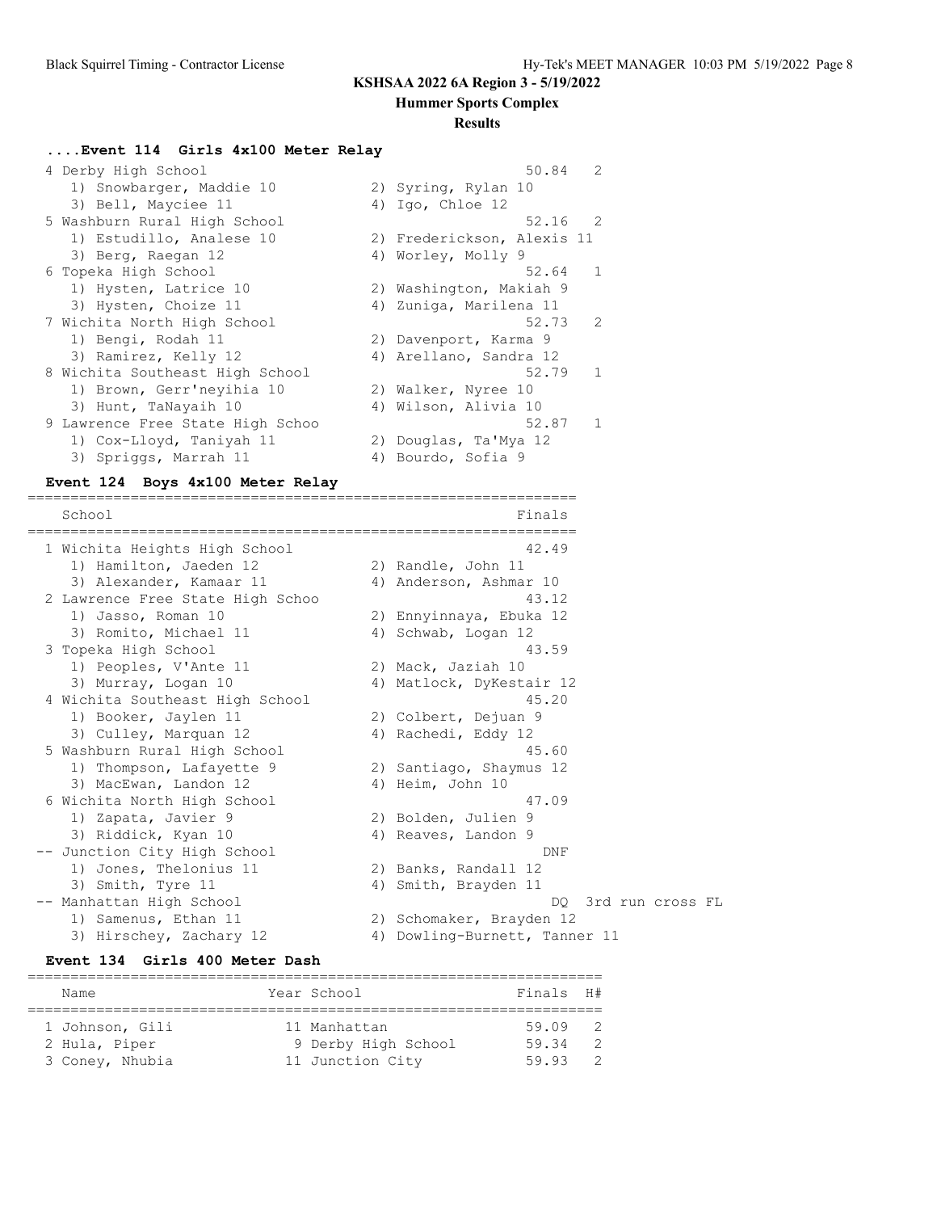## KSHSAA 2022 6A Region 3 - 5/19/2022

### Hummer Sports Complex

### Results

### ....Event 114 Girls 4x100 Meter Relay

| Place | School | Finals | H# |
|---|---|---|---|
| 4 | Derby High School | 50.84 | 2 |
| | 1) Snowbarger, Maddie 10; 2) Syring, Rylan 10; 3) Bell, Mayciee 11; 4) Igo, Chloe 12 | | |
| 5 | Washburn Rural High School | 52.16 | 2 |
| | 1) Estudillo, Analese 10; 2) Frederickson, Alexis 11; 3) Berg, Raegan 12; 4) Worley, Molly 9 | | |
| 6 | Topeka High School | 52.64 | 1 |
| | 1) Hysten, Latrice 10; 2) Washington, Makiah 9; 3) Hysten, Choize 11; 4) Zuniga, Marilena 11 | | |
| 7 | Wichita North High School | 52.73 | 2 |
| | 1) Bengi, Rodah 11; 2) Davenport, Karma 9; 3) Ramirez, Kelly 12; 4) Arellano, Sandra 12 | | |
| 8 | Wichita Southeast High School | 52.79 | 1 |
| | 1) Brown, Gerr'neyihia 10; 2) Walker, Nyree 10; 3) Hunt, TaNayaih 10; 4) Wilson, Alivia 10 | | |
| 9 | Lawrence Free State High Schoo | 52.87 | 1 |
| | 1) Cox-Lloyd, Taniyah 11; 2) Douglas, Ta'Mya 12; 3) Spriggs, Marrah 11; 4) Bourdo, Sofia 9 | | |

### Event 124 Boys 4x100 Meter Relay

| Place | School | Finals |
|---|---|---|
| 1 | Wichita Heights High School | 42.49 |
| | 1) Hamilton, Jaeden 12; 2) Randle, John 11; 3) Alexander, Kamaar 11; 4) Anderson, Ashmar 10 | |
| 2 | Lawrence Free State High Schoo | 43.12 |
| | 1) Jasso, Roman 10; 2) Ennyinnaya, Ebuka 12; 3) Romito, Michael 11; 4) Schwab, Logan 12 | |
| 3 | Topeka High School | 43.59 |
| | 1) Peoples, V'Ante 11; 2) Mack, Jaziah 10; 3) Murray, Logan 10; 4) Matlock, DyKestair 12 | |
| 4 | Wichita Southeast High School | 45.20 |
| | 1) Booker, Jaylen 11; 2) Colbert, Dejuan 9; 3) Culley, Marquan 12; 4) Rachedi, Eddy 12 | |
| 5 | Washburn Rural High School | 45.60 |
| | 1) Thompson, Lafayette 9; 2) Santiago, Shaymus 12; 3) MacEwan, Landon 12; 4) Heim, John 10 | |
| 6 | Wichita North High School | 47.09 |
| | 1) Zapata, Javier 9; 2) Bolden, Julien 9; 3) Riddick, Kyan 10; 4) Reaves, Landon 9 | |
| -- | Junction City High School | DNF |
| | 1) Jones, Thelonius 11; 2) Banks, Randall 12; 3) Smith, Tyre 11; 4) Smith, Brayden 11 | |
| -- | Manhattan High School | DQ 3rd run cross FL |
| | 1) Samenus, Ethan 11; 2) Schomaker, Brayden 12; 3) Hirschey, Zachary 12; 4) Dowling-Burnett, Tanner 11 | |

### Event 134 Girls 400 Meter Dash

| Place | Name | Year | School | Finals | H# |
|---|---|---|---|---|---|
| 1 | Johnson, Gili | 11 | Manhattan | 59.09 | 2 |
| 2 | Hula, Piper | 9 | Derby High School | 59.34 | 2 |
| 3 | Coney, Nhubia | 11 | Junction City | 59.93 | 2 |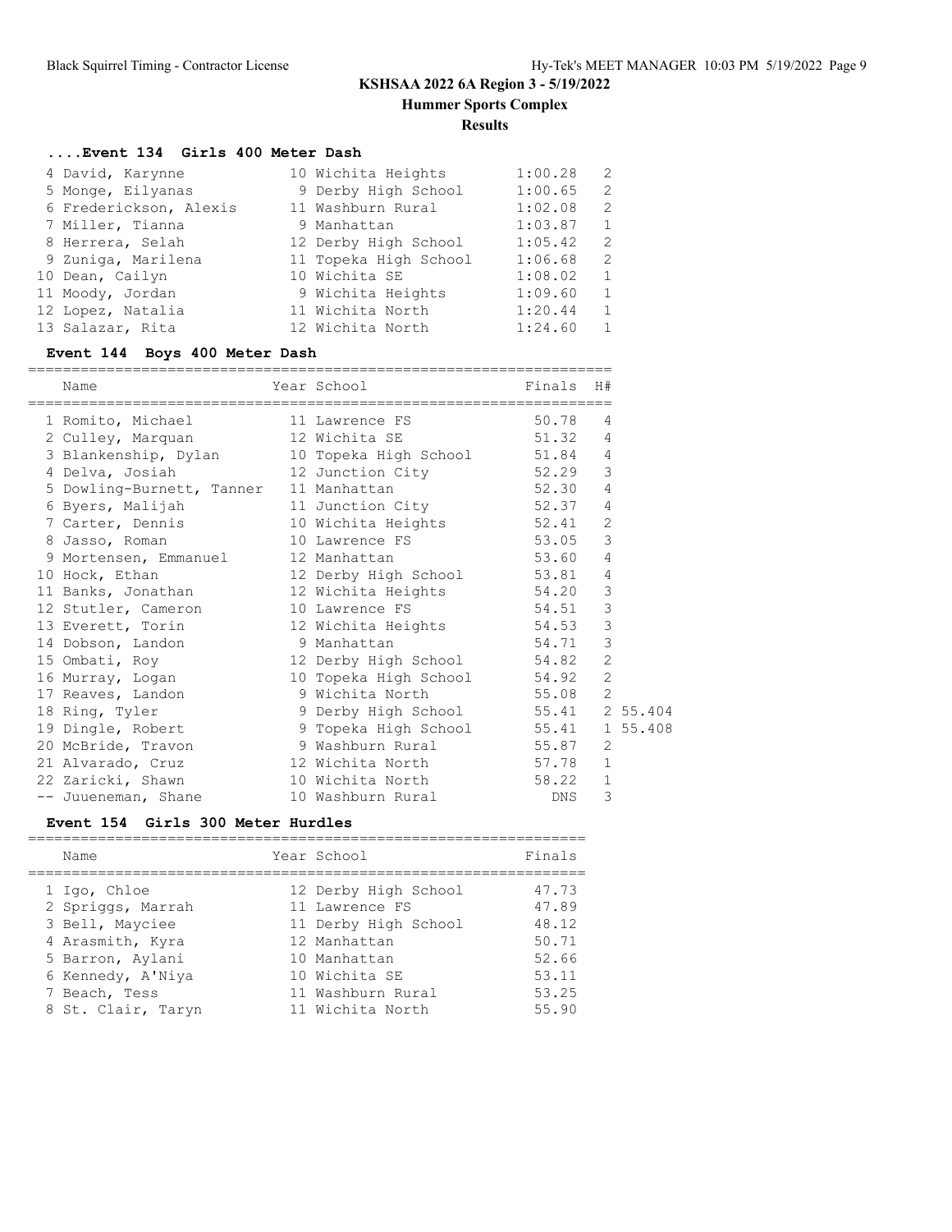## KSHSAA 2022 6A Region 3 - 5/19/2022

### Hummer Sports Complex

### Results

#### ....Event 134 Girls 400 Meter Dash

| Place | Name | Year | School | Finals | H# |
|---|---|---|---|---|---|
| 4 | David, Karynne | 10 | Wichita Heights | 1:00.28 | 2 |
| 5 | Monge, Eilyanas | 9 | Derby High School | 1:00.65 | 2 |
| 6 | Frederickson, Alexis | 11 | Washburn Rural | 1:02.08 | 2 |
| 7 | Miller, Tianna | 9 | Manhattan | 1:03.87 | 1 |
| 8 | Herrera, Selah | 12 | Derby High School | 1:05.42 | 2 |
| 9 | Zuniga, Marilena | 11 | Topeka High School | 1:06.68 | 2 |
| 10 | Dean, Cailyn | 10 | Wichita SE | 1:08.02 | 1 |
| 11 | Moody, Jordan | 9 | Wichita Heights | 1:09.60 | 1 |
| 12 | Lopez, Natalia | 11 | Wichita North | 1:20.44 | 1 |
| 13 | Salazar, Rita | 12 | Wichita North | 1:24.60 | 1 |

#### Event 144 Boys 400 Meter Dash

| Place | Name | Year | School | Finals | H# | |
|---|---|---|---|---|---|---|
| 1 | Romito, Michael | 11 | Lawrence FS | 50.78 | 4 | |
| 2 | Culley, Marquan | 12 | Wichita SE | 51.32 | 4 | |
| 3 | Blankenship, Dylan | 10 | Topeka High School | 51.84 | 4 | |
| 4 | Delva, Josiah | 12 | Junction City | 52.29 | 3 | |
| 5 | Dowling-Burnett, Tanner | 11 | Manhattan | 52.30 | 4 | |
| 6 | Byers, Malijah | 11 | Junction City | 52.37 | 4 | |
| 7 | Carter, Dennis | 10 | Wichita Heights | 52.41 | 2 | |
| 8 | Jasso, Roman | 10 | Lawrence FS | 53.05 | 3 | |
| 9 | Mortensen, Emmanuel | 12 | Manhattan | 53.60 | 4 | |
| 10 | Hock, Ethan | 12 | Derby High School | 53.81 | 4 | |
| 11 | Banks, Jonathan | 12 | Wichita Heights | 54.20 | 3 | |
| 12 | Stutler, Cameron | 10 | Lawrence FS | 54.51 | 3 | |
| 13 | Everett, Torin | 12 | Wichita Heights | 54.53 | 3 | |
| 14 | Dobson, Landon | 9 | Manhattan | 54.71 | 3 | |
| 15 | Ombati, Roy | 12 | Derby High School | 54.82 | 2 | |
| 16 | Murray, Logan | 10 | Topeka High School | 54.92 | 2 | |
| 17 | Reaves, Landon | 9 | Wichita North | 55.08 | 2 | |
| 18 | Ring, Tyler | 9 | Derby High School | 55.41 | 2 | 55.404 |
| 19 | Dingle, Robert | 9 | Topeka High School | 55.41 | 1 | 55.408 |
| 20 | McBride, Travon | 9 | Washburn Rural | 55.87 | 2 | |
| 21 | Alvarado, Cruz | 12 | Wichita North | 57.78 | 1 | |
| 22 | Zaricki, Shawn | 10 | Wichita North | 58.22 | 1 | |
| -- | Juueneman, Shane | 10 | Washburn Rural | DNS | 3 | |

#### Event 154 Girls 300 Meter Hurdles

| Place | Name | Year | School | Finals |
|---|---|---|---|---|
| 1 | Igo, Chloe | 12 | Derby High School | 47.73 |
| 2 | Spriggs, Marrah | 11 | Lawrence FS | 47.89 |
| 3 | Bell, Mayciee | 11 | Derby High School | 48.12 |
| 4 | Arasmith, Kyra | 12 | Manhattan | 50.71 |
| 5 | Barron, Aylani | 10 | Manhattan | 52.66 |
| 6 | Kennedy, A'Niya | 10 | Wichita SE | 53.11 |
| 7 | Beach, Tess | 11 | Washburn Rural | 53.25 |
| 8 | St. Clair, Taryn | 11 | Wichita North | 55.90 |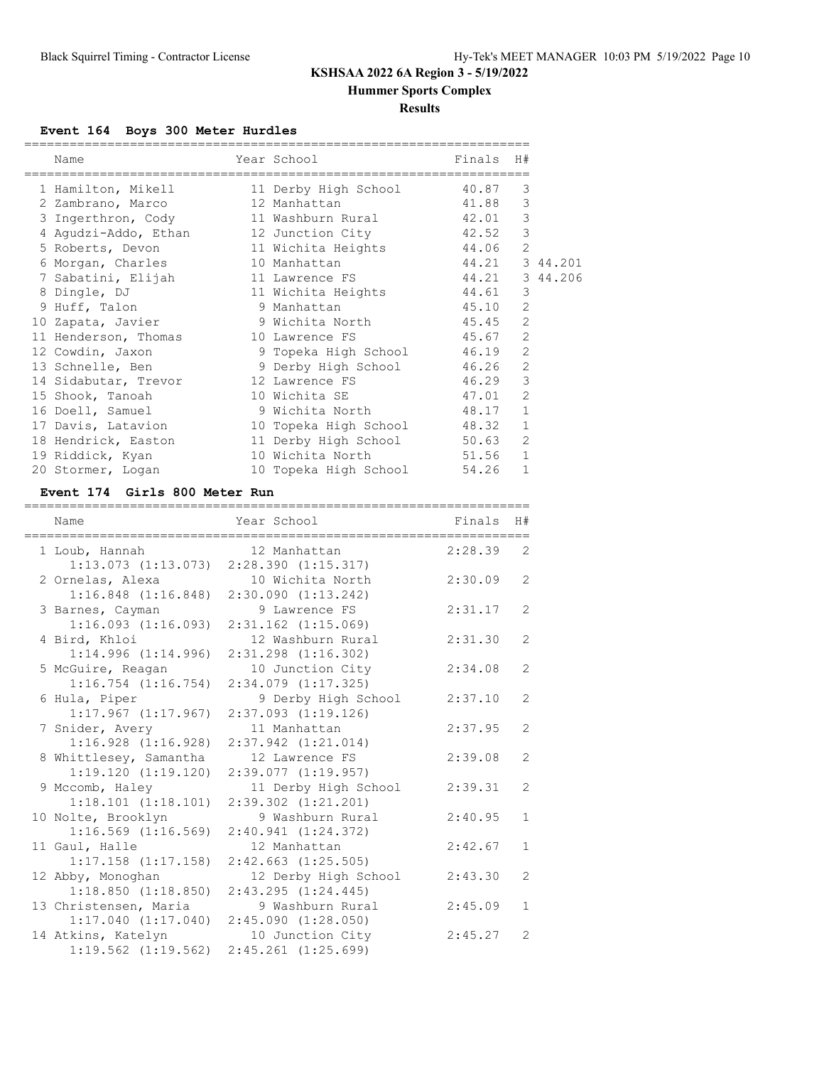# KSHSAA 2022 6A Region 3 - 5/19/2022

## Hummer Sports Complex

### Results

#### Event 164 Boys 300 Meter Hurdles

| | Name | Year | School | Finals | H# | |
|---|---|---|---|---|---|---|
| 1 | Hamilton, Mikell | 11 | Derby High School | 40.87 | 3 | |
| 2 | Zambrano, Marco | 12 | Manhattan | 41.88 | 3 | |
| 3 | Ingerthron, Cody | 11 | Washburn Rural | 42.01 | 3 | |
| 4 | Agudzi-Addo, Ethan | 12 | Junction City | 42.52 | 3 | |
| 5 | Roberts, Devon | 11 | Wichita Heights | 44.06 | 2 | |
| 6 | Morgan, Charles | 10 | Manhattan | 44.21 | 3 | 44.201 |
| 7 | Sabatini, Elijah | 11 | Lawrence FS | 44.21 | 3 | 44.206 |
| 8 | Dingle, DJ | 11 | Wichita Heights | 44.61 | 3 | |
| 9 | Huff, Talon | 9 | Manhattan | 45.10 | 2 | |
| 10 | Zapata, Javier | 9 | Wichita North | 45.45 | 2 | |
| 11 | Henderson, Thomas | 10 | Lawrence FS | 45.67 | 2 | |
| 12 | Cowdin, Jaxon | 9 | Topeka High School | 46.19 | 2 | |
| 13 | Schnelle, Ben | 9 | Derby High School | 46.26 | 2 | |
| 14 | Sidabutar, Trevor | 12 | Lawrence FS | 46.29 | 3 | |
| 15 | Shook, Tanoah | 10 | Wichita SE | 47.01 | 2 | |
| 16 | Doell, Samuel | 9 | Wichita North | 48.17 | 1 | |
| 17 | Davis, Latavion | 10 | Topeka High School | 48.32 | 1 | |
| 18 | Hendrick, Easton | 11 | Derby High School | 50.63 | 2 | |
| 19 | Riddick, Kyan | 10 | Wichita North | 51.56 | 1 | |
| 20 | Stormer, Logan | 10 | Topeka High School | 54.26 | 1 | |

#### Event 174 Girls 800 Meter Run

| | Name | Year | School | Finals | H# |
|---|---|---|---|---|---|
| 1 | Loub, Hannah | 12 | Manhattan | 2:28.39 | 2 |
| | 1:13.073 (1:13.073) | | 2:28.390 (1:15.317) | | |
| 2 | Ornelas, Alexa | 10 | Wichita North | 2:30.09 | 2 |
| | 1:16.848 (1:16.848) | | 2:30.090 (1:13.242) | | |
| 3 | Barnes, Cayman | 9 | Lawrence FS | 2:31.17 | 2 |
| | 1:16.093 (1:16.093) | | 2:31.162 (1:15.069) | | |
| 4 | Bird, Khloi | 12 | Washburn Rural | 2:31.30 | 2 |
| | 1:14.996 (1:14.996) | | 2:31.298 (1:16.302) | | |
| 5 | McGuire, Reagan | 10 | Junction City | 2:34.08 | 2 |
| | 1:16.754 (1:16.754) | | 2:34.079 (1:17.325) | | |
| 6 | Hula, Piper | 9 | Derby High School | 2:37.10 | 2 |
| | 1:17.967 (1:17.967) | | 2:37.093 (1:19.126) | | |
| 7 | Snider, Avery | 11 | Manhattan | 2:37.95 | 2 |
| | 1:16.928 (1:16.928) | | 2:37.942 (1:21.014) | | |
| 8 | Whittlesey, Samantha | 12 | Lawrence FS | 2:39.08 | 2 |
| | 1:19.120 (1:19.120) | | 2:39.077 (1:19.957) | | |
| 9 | Mccomb, Haley | 11 | Derby High School | 2:39.31 | 2 |
| | 1:18.101 (1:18.101) | | 2:39.302 (1:21.201) | | |
| 10 | Nolte, Brooklyn | 9 | Washburn Rural | 2:40.95 | 1 |
| | 1:16.569 (1:16.569) | | 2:40.941 (1:24.372) | | |
| 11 | Gaul, Halle | 12 | Manhattan | 2:42.67 | 1 |
| | 1:17.158 (1:17.158) | | 2:42.663 (1:25.505) | | |
| 12 | Abby, Monoghan | 12 | Derby High School | 2:43.30 | 2 |
| | 1:18.850 (1:18.850) | | 2:43.295 (1:24.445) | | |
| 13 | Christensen, Maria | 9 | Washburn Rural | 2:45.09 | 1 |
| | 1:17.040 (1:17.040) | | 2:45.090 (1:28.050) | | |
| 14 | Atkins, Katelyn | 10 | Junction City | 2:45.27 | 2 |
| | 1:19.562 (1:19.562) | | 2:45.261 (1:25.699) | | |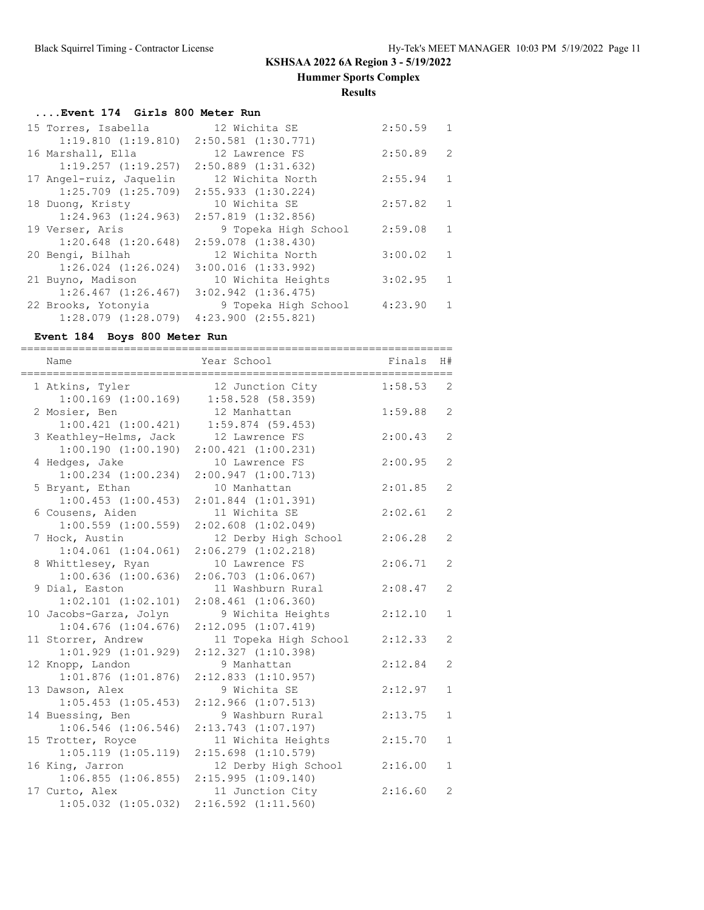# KSHSAA 2022 6A Region 3 - 5/19/2022

## Hummer Sports Complex

### Results

#### ....Event 174 Girls 800 Meter Run

| Name | Year School | Finals | H# |
|---|---|---|---|
| 15 Torres, Isabella | 12 Wichita SE | 2:50.59 | 1 |
| 1:19.810 (1:19.810) 2:50.581 (1:30.771) | | | |
| 16 Marshall, Ella | 12 Lawrence FS | 2:50.89 | 2 |
| 1:19.257 (1:19.257) 2:50.889 (1:31.632) | | | |
| 17 Angel-ruiz, Jaquelin | 12 Wichita North | 2:55.94 | 1 |
| 1:25.709 (1:25.709) 2:55.933 (1:30.224) | | | |
| 18 Duong, Kristy | 10 Wichita SE | 2:57.82 | 1 |
| 1:24.963 (1:24.963) 2:57.819 (1:32.856) | | | |
| 19 Verser, Aris | 9 Topeka High School | 2:59.08 | 1 |
| 1:20.648 (1:20.648) 2:59.078 (1:38.430) | | | |
| 20 Bengi, Bilhah | 12 Wichita North | 3:00.02 | 1 |
| 1:26.024 (1:26.024) 3:00.016 (1:33.992) | | | |
| 21 Buyno, Madison | 10 Wichita Heights | 3:02.95 | 1 |
| 1:26.467 (1:26.467) 3:02.942 (1:36.475) | | | |
| 22 Brooks, Yotonyia | 9 Topeka High School | 4:23.90 | 1 |
| 1:28.079 (1:28.079) 4:23.900 (2:55.821) | | | |

#### Event 184 Boys 800 Meter Run

| Name | Year School | Finals | H# |
|---|---|---|---|
| 1 Atkins, Tyler | 12 Junction City | 1:58.53 | 2 |
| 1:00.169 (1:00.169) 1:58.528 (58.359) | | | |
| 2 Mosier, Ben | 12 Manhattan | 1:59.88 | 2 |
| 1:00.421 (1:00.421) 1:59.874 (59.453) | | | |
| 3 Keathley-Helms, Jack | 12 Lawrence FS | 2:00.43 | 2 |
| 1:00.190 (1:00.190) 2:00.421 (1:00.231) | | | |
| 4 Hedges, Jake | 10 Lawrence FS | 2:00.95 | 2 |
| 1:00.234 (1:00.234) 2:00.947 (1:00.713) | | | |
| 5 Bryant, Ethan | 10 Manhattan | 2:01.85 | 2 |
| 1:00.453 (1:00.453) 2:01.844 (1:01.391) | | | |
| 6 Cousens, Aiden | 11 Wichita SE | 2:02.61 | 2 |
| 1:00.559 (1:00.559) 2:02.608 (1:02.049) | | | |
| 7 Hock, Austin | 12 Derby High School | 2:06.28 | 2 |
| 1:04.061 (1:04.061) 2:06.279 (1:02.218) | | | |
| 8 Whittlesey, Ryan | 10 Lawrence FS | 2:06.71 | 2 |
| 1:00.636 (1:00.636) 2:06.703 (1:06.067) | | | |
| 9 Dial, Easton | 11 Washburn Rural | 2:08.47 | 2 |
| 1:02.101 (1:02.101) 2:08.461 (1:06.360) | | | |
| 10 Jacobs-Garza, Jolyn | 9 Wichita Heights | 2:12.10 | 1 |
| 1:04.676 (1:04.676) 2:12.095 (1:07.419) | | | |
| 11 Storrer, Andrew | 11 Topeka High School | 2:12.33 | 2 |
| 1:01.929 (1:01.929) 2:12.327 (1:10.398) | | | |
| 12 Knopp, Landon | 9 Manhattan | 2:12.84 | 2 |
| 1:01.876 (1:01.876) 2:12.833 (1:10.957) | | | |
| 13 Dawson, Alex | 9 Wichita SE | 2:12.97 | 1 |
| 1:05.453 (1:05.453) 2:12.966 (1:07.513) | | | |
| 14 Buessing, Ben | 9 Washburn Rural | 2:13.75 | 1 |
| 1:06.546 (1:06.546) 2:13.743 (1:07.197) | | | |
| 15 Trotter, Royce | 11 Wichita Heights | 2:15.70 | 1 |
| 1:05.119 (1:05.119) 2:15.698 (1:10.579) | | | |
| 16 King, Jarron | 12 Derby High School | 2:16.00 | 1 |
| 1:06.855 (1:06.855) 2:15.995 (1:09.140) | | | |
| 17 Curto, Alex | 11 Junction City | 2:16.60 | 2 |
| 1:05.032 (1:05.032) 2:16.592 (1:11.560) | | | |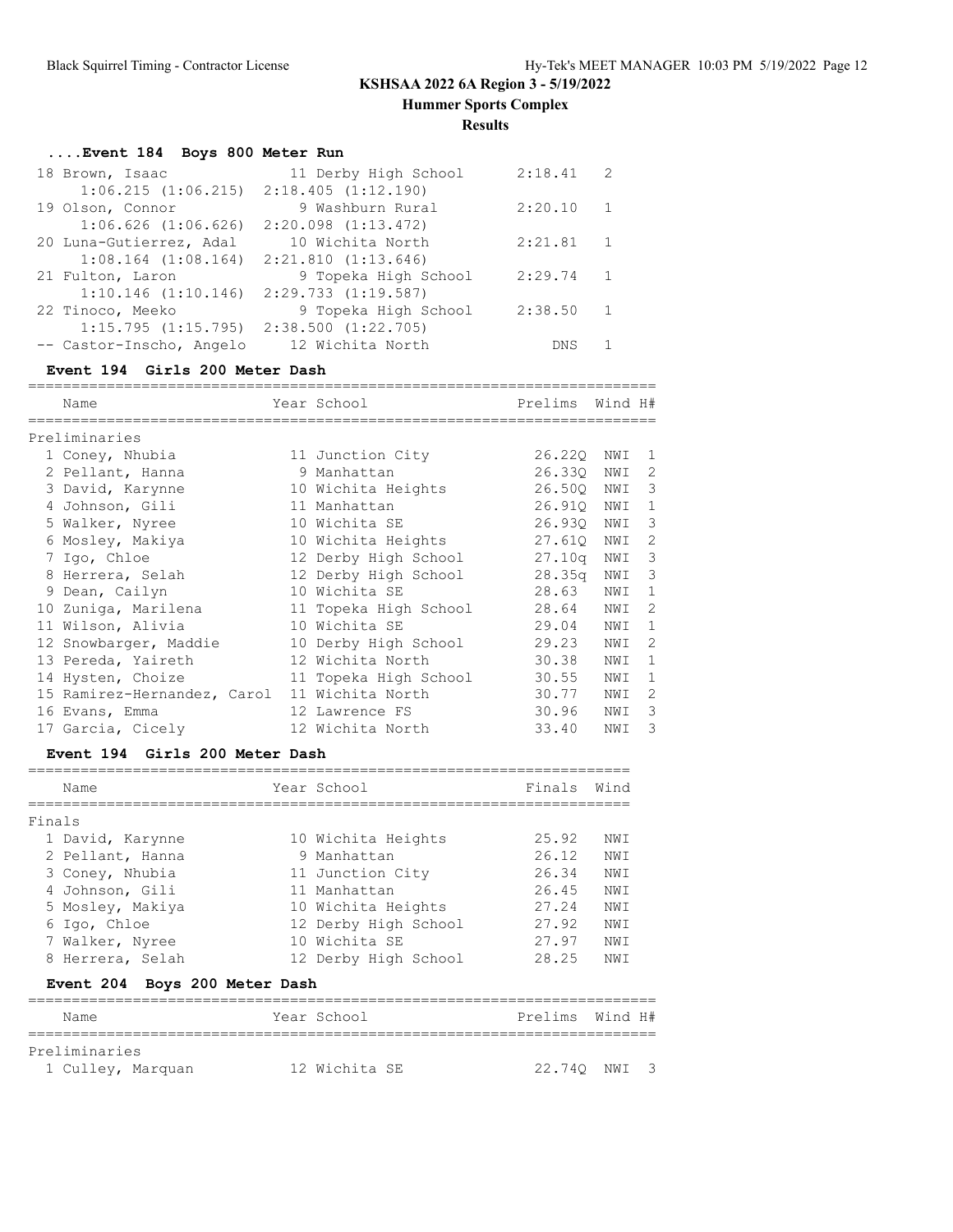## KSHSAA 2022 6A Region 3 - 5/19/2022

### Hummer Sports Complex

### Results

#### ....Event 184 Boys 800 Meter Run

| Place | Name | Year | School | Finals | H# |
|---|---|---|---|---|---|
| 18 | Brown, Isaac | 11 | Derby High School | 2:18.41 | 2 |
| | 1:06.215 (1:06.215) 2:18.405 (1:12.190) | | | | |
| 19 | Olson, Connor | 9 | Washburn Rural | 2:20.10 | 1 |
| | 1:06.626 (1:06.626) 2:20.098 (1:13.472) | | | | |
| 20 | Luna-Gutierrez, Adal | 10 | Wichita North | 2:21.81 | 1 |
| | 1:08.164 (1:08.164) 2:21.810 (1:13.646) | | | | |
| 21 | Fulton, Laron | 9 | Topeka High School | 2:29.74 | 1 |
| | 1:10.146 (1:10.146) 2:29.733 (1:19.587) | | | | |
| 22 | Tinoco, Meeko | 9 | Topeka High School | 2:38.50 | 1 |
| | 1:15.795 (1:15.795) 2:38.500 (1:22.705) | | | | |
| -- | Castor-Inscho, Angelo | 12 | Wichita North | DNS | 1 |

#### Event 194 Girls 200 Meter Dash

Preliminaries

| Place | Name | Year | School | Prelims | Wind | H# |
|---|---|---|---|---|---|---|
| 1 | Coney, Nhubia | 11 | Junction City | 26.22Q | NWI | 1 |
| 2 | Pellant, Hanna | 9 | Manhattan | 26.33Q | NWI | 2 |
| 3 | David, Karynne | 10 | Wichita Heights | 26.50Q | NWI | 3 |
| 4 | Johnson, Gili | 11 | Manhattan | 26.91Q | NWI | 1 |
| 5 | Walker, Nyree | 10 | Wichita SE | 26.93Q | NWI | 3 |
| 6 | Mosley, Makiya | 10 | Wichita Heights | 27.61Q | NWI | 2 |
| 7 | Igo, Chloe | 12 | Derby High School | 27.10q | NWI | 3 |
| 8 | Herrera, Selah | 12 | Derby High School | 28.35q | NWI | 3 |
| 9 | Dean, Cailyn | 10 | Wichita SE | 28.63 | NWI | 1 |
| 10 | Zuniga, Marilena | 11 | Topeka High School | 28.64 | NWI | 2 |
| 11 | Wilson, Alivia | 10 | Wichita SE | 29.04 | NWI | 1 |
| 12 | Snowbarger, Maddie | 10 | Derby High School | 29.23 | NWI | 2 |
| 13 | Pereda, Yaireth | 12 | Wichita North | 30.38 | NWI | 1 |
| 14 | Hysten, Choize | 11 | Topeka High School | 30.55 | NWI | 1 |
| 15 | Ramirez-Hernandez, Carol | 11 | Wichita North | 30.77 | NWI | 2 |
| 16 | Evans, Emma | 12 | Lawrence FS | 30.96 | NWI | 3 |
| 17 | Garcia, Cicely | 12 | Wichita North | 33.40 | NWI | 3 |

#### Event 194 Girls 200 Meter Dash

Finals

| Place | Name | Year | School | Finals | Wind |
|---|---|---|---|---|---|
| 1 | David, Karynne | 10 | Wichita Heights | 25.92 | NWI |
| 2 | Pellant, Hanna | 9 | Manhattan | 26.12 | NWI |
| 3 | Coney, Nhubia | 11 | Junction City | 26.34 | NWI |
| 4 | Johnson, Gili | 11 | Manhattan | 26.45 | NWI |
| 5 | Mosley, Makiya | 10 | Wichita Heights | 27.24 | NWI |
| 6 | Igo, Chloe | 12 | Derby High School | 27.92 | NWI |
| 7 | Walker, Nyree | 10 | Wichita SE | 27.97 | NWI |
| 8 | Herrera, Selah | 12 | Derby High School | 28.25 | NWI |

#### Event 204 Boys 200 Meter Dash

Preliminaries

| Place | Name | Year | School | Prelims | Wind | H# |
|---|---|---|---|---|---|---|
| 1 | Culley, Marquan | 12 | Wichita SE | 22.74Q | NWI | 3 |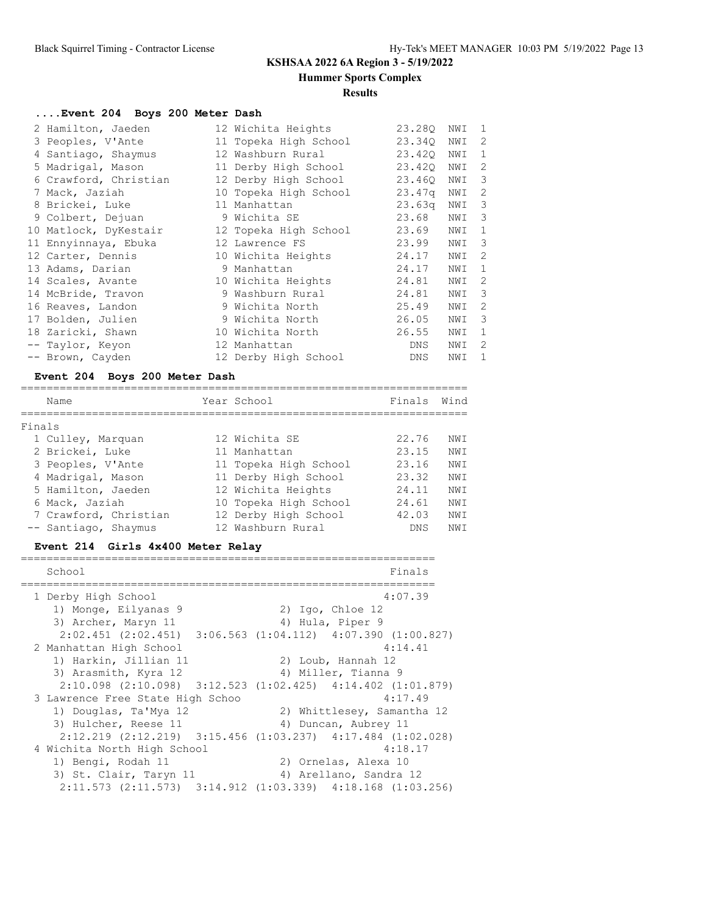### ....Event 204 Boys 200 Meter Dash

| Place | Name | Year | School | Prelims | Wind | H# |
|---|---|---|---|---|---|---|
| 2 | Hamilton, Jaeden | 12 | Wichita Heights | 23.28Q | NWI | 1 |
| 3 | Peoples, V'Ante | 11 | Topeka High School | 23.34Q | NWI | 2 |
| 4 | Santiago, Shaymus | 12 | Washburn Rural | 23.42Q | NWI | 1 |
| 5 | Madrigal, Mason | 11 | Derby High School | 23.42Q | NWI | 2 |
| 6 | Crawford, Christian | 12 | Derby High School | 23.46Q | NWI | 3 |
| 7 | Mack, Jaziah | 10 | Topeka High School | 23.47q | NWI | 2 |
| 8 | Brickei, Luke | 11 | Manhattan | 23.63q | NWI | 3 |
| 9 | Colbert, Dejuan | 9 | Wichita SE | 23.68 | NWI | 3 |
| 10 | Matlock, DyKestair | 12 | Topeka High School | 23.69 | NWI | 1 |
| 11 | Ennyinnaya, Ebuka | 12 | Lawrence FS | 23.99 | NWI | 3 |
| 12 | Carter, Dennis | 10 | Wichita Heights | 24.17 | NWI | 2 |
| 13 | Adams, Darian | 9 | Manhattan | 24.17 | NWI | 1 |
| 14 | Scales, Avante | 10 | Wichita Heights | 24.81 | NWI | 2 |
| 14 | McBride, Travon | 9 | Washburn Rural | 24.81 | NWI | 3 |
| 16 | Reaves, Landon | 9 | Wichita North | 25.49 | NWI | 2 |
| 17 | Bolden, Julien | 9 | Wichita North | 26.05 | NWI | 3 |
| 18 | Zaricki, Shawn | 10 | Wichita North | 26.55 | NWI | 1 |
| -- | Taylor, Keyon | 12 | Manhattan | DNS | NWI | 2 |
| -- | Brown, Cayden | 12 | Derby High School | DNS | NWI | 1 |

### Event 204 Boys 200 Meter Dash

**Finals**

| Place | Name | Year | School | Finals | Wind |
|---|---|---|---|---|---|
| 1 | Culley, Marquan | 12 | Wichita SE | 22.76 | NWI |
| 2 | Brickei, Luke | 11 | Manhattan | 23.15 | NWI |
| 3 | Peoples, V'Ante | 11 | Topeka High School | 23.16 | NWI |
| 4 | Madrigal, Mason | 11 | Derby High School | 23.32 | NWI |
| 5 | Hamilton, Jaeden | 12 | Wichita Heights | 24.11 | NWI |
| 6 | Mack, Jaziah | 10 | Topeka High School | 24.61 | NWI |
| 7 | Crawford, Christian | 12 | Derby High School | 42.03 | NWI |
| -- | Santiago, Shaymus | 12 | Washburn Rural | DNS | NWI |

### Event 214 Girls 4x400 Meter Relay

| Place | School | Finals |
|---|---|---|
| 1 | Derby High School | 4:07.39 |
| | 1) Monge, Eilyanas 9; 2) Igo, Chloe 12; 3) Archer, Maryn 11; 4) Hula, Piper 9 | |
| | 2:02.451 (2:02.451) 3:06.563 (1:04.112) 4:07.390 (1:00.827) | |
| 2 | Manhattan High School | 4:14.41 |
| | 1) Harkin, Jillian 11; 2) Loub, Hannah 12; 3) Arasmith, Kyra 12; 4) Miller, Tianna 9 | |
| | 2:10.098 (2:10.098) 3:12.523 (1:02.425) 4:14.402 (1:01.879) | |
| 3 | Lawrence Free State High Schoo | 4:17.49 |
| | 1) Douglas, Ta'Mya 12; 2) Whittlesey, Samantha 12; 3) Hulcher, Reese 11; 4) Duncan, Aubrey 11 | |
| | 2:12.219 (2:12.219) 3:15.456 (1:03.237) 4:17.484 (1:02.028) | |
| 4 | Wichita North High School | 4:18.17 |
| | 1) Bengi, Rodah 11; 2) Ornelas, Alexa 10; 3) St. Clair, Taryn 11; 4) Arellano, Sandra 12 | |
| | 2:11.573 (2:11.573) 3:14.912 (1:03.339) 4:18.168 (1:03.256) | |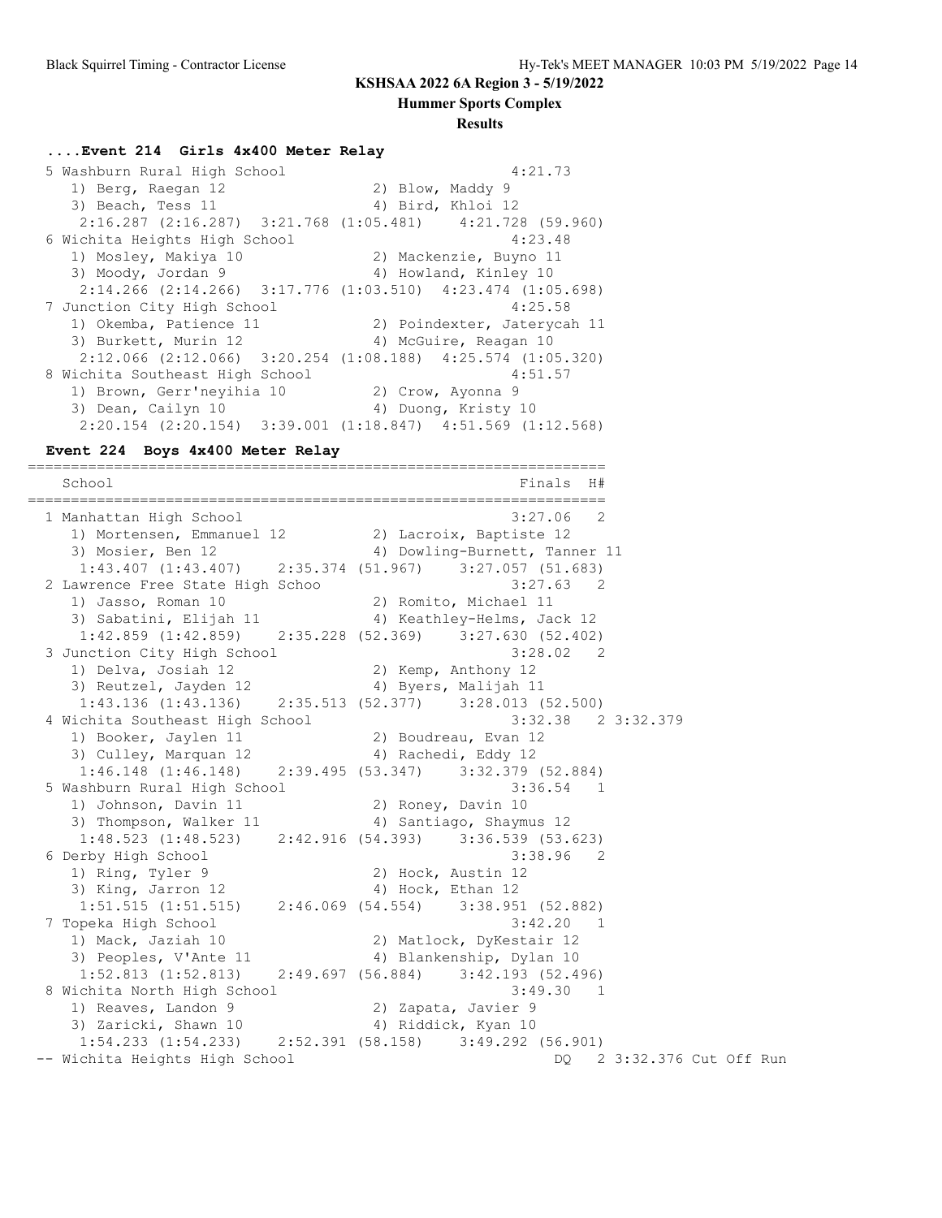KSHSAA 2022 6A Region 3 - 5/19/2022

Hummer Sports Complex

**Results**

### ....Event 214  Girls 4x400 Meter Relay

```
 5 Washburn Rural High School                             4:21.73
    1) Berg, Raegan 12                 2) Blow, Maddy 9
    3) Beach, Tess 11                  4) Bird, Khloi 12
     2:16.287 (2:16.287)  3:21.768 (1:05.481)  4:21.728 (59.960)
 6 Wichita Heights High School                            4:23.48
    1) Mosley, Makiya 10               2) Mackenzie, Buyno 11
    3) Moody, Jordan 9                 4) Howland, Kinley 10
     2:14.266 (2:14.266)  3:17.776 (1:03.510)  4:23.474 (1:05.698)
 7 Junction City High School                              4:25.58
    1) Okemba, Patience 11             2) Poindexter, Jaterycah 11
    3) Burkett, Murin 12               4) McGuire, Reagan 10
     2:12.066 (2:12.066)  3:20.254 (1:08.188)  4:25.574 (1:05.320)
 8 Wichita Southeast High School                          4:51.57
    1) Brown, Gerr'neyihia 10          2) Crow, Ayonna 9
    3) Dean, Cailyn 10                 4) Duong, Kristy 10
     2:20.154 (2:20.154)  3:39.001 (1:18.847)  4:51.569 (1:12.568)
```

### Event 224  Boys 4x400 Meter Relay

```
===================================================================
    School                                            Finals  H#
===================================================================
  1 Manhattan High School                            3:27.06   2
     1) Mortensen, Emmanuel 12         2) Lacroix, Baptiste 12
     3) Mosier, Ben 12                 4) Dowling-Burnett, Tanner 11
      1:43.407 (1:43.407)    2:35.374 (51.967)    3:27.057 (51.683)
  2 Lawrence Free State High Schoo                   3:27.63   2
     1) Jasso, Roman 10                2) Romito, Michael 11
     3) Sabatini, Elijah 11            4) Keathley-Helms, Jack 12
      1:42.859 (1:42.859)    2:35.228 (52.369)    3:27.630 (52.402)
  3 Junction City High School                        3:28.02   2
     1) Delva, Josiah 12               2) Kemp, Anthony 12
     3) Reutzel, Jayden 12             4) Byers, Malijah 11
      1:43.136 (1:43.136)    2:35.513 (52.377)    3:28.013 (52.500)
  4 Wichita Southeast High School                    3:32.38   2 3:32.379
     1) Booker, Jaylen 11              2) Boudreau, Evan 12
     3) Culley, Marquan 12             4) Rachedi, Eddy 12
      1:46.148 (1:46.148)    2:39.495 (53.347)    3:32.379 (52.884)
  5 Washburn Rural High School                       3:36.54   1
     1) Johnson, Davin 11              2) Roney, Davin 10
     3) Thompson, Walker 11            4) Santiago, Shaymus 12
      1:48.523 (1:48.523)    2:42.916 (54.393)    3:36.539 (53.623)
  6 Derby High School                                3:38.96   2
     1) Ring, Tyler 9                  2) Hock, Austin 12
     3) King, Jarron 12                4) Hock, Ethan 12
      1:51.515 (1:51.515)    2:46.069 (54.554)    3:38.951 (52.882)
  7 Topeka High School                               3:42.20   1
     1) Mack, Jaziah 10                2) Matlock, DyKestair 12
     3) Peoples, V'Ante 11             4) Blankenship, Dylan 10
      1:52.813 (1:52.813)    2:49.697 (56.884)    3:42.193 (52.496)
  8 Wichita North High School                        3:49.30   1
     1) Reaves, Landon 9               2) Zapata, Javier 9
     3) Zaricki, Shawn 10              4) Riddick, Kyan 10
      1:54.233 (1:54.233)    2:52.391 (58.158)    3:49.292 (56.901)
 -- Wichita Heights High School                          DQ   2 3:32.376 Cut Off Run
```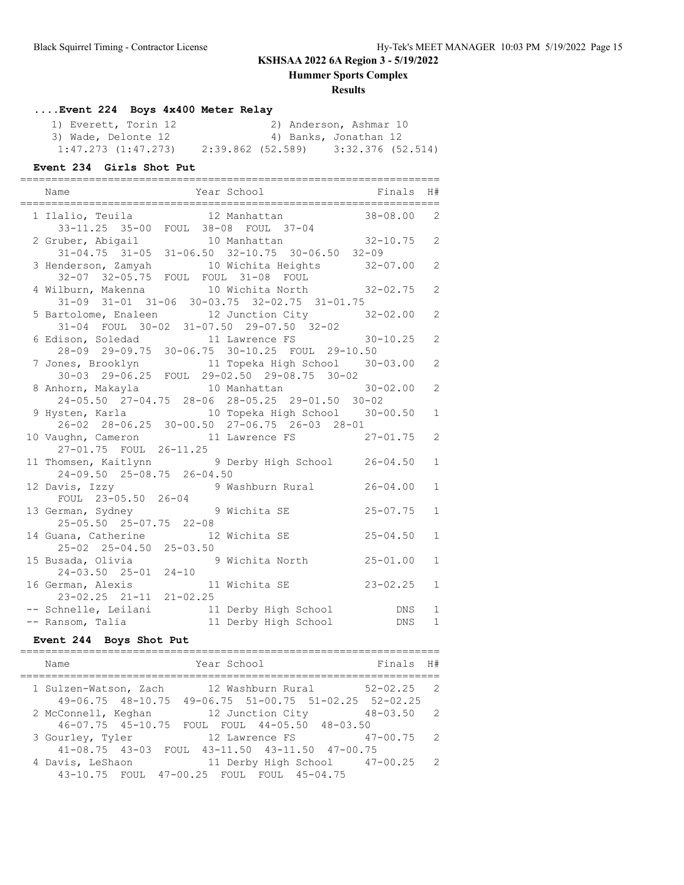# KSHSAA 2022 6A Region 3 - 5/19/2022

## Hummer Sports Complex

### Results

#### ....Event 224 Boys 4x400 Meter Relay

1) Everett, Torin 12 — 2) Anderson, Ashmar 10
3) Wade, Delonte 12 — 4) Banks, Jonathan 12
1:47.273 (1:47.273) — 2:39.862 (52.589) — 3:32.376 (52.514)

#### Event 234 Girls Shot Put

| Place | Name | Year | School | Finals | H# |
|---|---|---|---|---|---|
| 1 | Ilalio, Teuila | 12 | Manhattan | 38-08.00 | 2 |
| | 33-11.25 35-00 FOUL 38-08 FOUL 37-04 | | | | |
| 2 | Gruber, Abigail | 10 | Manhattan | 32-10.75 | 2 |
| | 31-04.75 31-05 31-06.50 32-10.75 30-06.50 32-09 | | | | |
| 3 | Henderson, Zamyah | 10 | Wichita Heights | 32-07.00 | 2 |
| | 32-07 32-05.75 FOUL FOUL 31-08 FOUL | | | | |
| 4 | Wilburn, Makenna | 10 | Wichita North | 32-02.75 | 2 |
| | 31-09 31-01 31-06 30-03.75 32-02.75 31-01.75 | | | | |
| 5 | Bartolome, Enaleen | 12 | Junction City | 32-02.00 | 2 |
| | 31-04 FOUL 30-02 31-07.50 29-07.50 32-02 | | | | |
| 6 | Edison, Soledad | 11 | Lawrence FS | 30-10.25 | 2 |
| | 28-09 29-09.75 30-06.75 30-10.25 FOUL 29-10.50 | | | | |
| 7 | Jones, Brooklyn | 11 | Topeka High School | 30-03.00 | 2 |
| | 30-03 29-06.25 FOUL 29-02.50 29-08.75 30-02 | | | | |
| 8 | Anhorn, Makayla | 10 | Manhattan | 30-02.00 | 2 |
| | 24-05.50 27-04.75 28-06 28-05.25 29-01.50 30-02 | | | | |
| 9 | Hysten, Karla | 10 | Topeka High School | 30-00.50 | 1 |
| | 26-02 28-06.25 30-00.50 27-06.75 26-03 28-01 | | | | |
| 10 | Vaughn, Cameron | 11 | Lawrence FS | 27-01.75 | 2 |
| | 27-01.75 FOUL 26-11.25 | | | | |
| 11 | Thomsen, Kaitlynn | 9 | Derby High School | 26-04.50 | 1 |
| | 24-09.50 25-08.75 26-04.50 | | | | |
| 12 | Davis, Izzy | 9 | Washburn Rural | 26-04.00 | 1 |
| | FOUL 23-05.50 26-04 | | | | |
| 13 | German, Sydney | 9 | Wichita SE | 25-07.75 | 1 |
| | 25-05.50 25-07.75 22-08 | | | | |
| 14 | Guana, Catherine | 12 | Wichita SE | 25-04.50 | 1 |
| | 25-02 25-04.50 25-03.50 | | | | |
| 15 | Busada, Olivia | 9 | Wichita North | 25-01.00 | 1 |
| | 24-03.50 25-01 24-10 | | | | |
| 16 | German, Alexis | 11 | Wichita SE | 23-02.25 | 1 |
| | 23-02.25 21-11 21-02.25 | | | | |
| -- | Schnelle, Leilani | 11 | Derby High School | DNS | 1 |
| -- | Ransom, Talia | 11 | Derby High School | DNS | 1 |

#### Event 244 Boys Shot Put

| Place | Name | Year | School | Finals | H# |
|---|---|---|---|---|---|
| 1 | Sulzen-Watson, Zach | 12 | Washburn Rural | 52-02.25 | 2 |
| | 49-06.75 48-10.75 49-06.75 51-00.75 51-02.25 52-02.25 | | | | |
| 2 | McConnell, Keghan | 12 | Junction City | 48-03.50 | 2 |
| | 46-07.75 45-10.75 FOUL FOUL 44-05.50 48-03.50 | | | | |
| 3 | Gourley, Tyler | 12 | Lawrence FS | 47-00.75 | 2 |
| | 41-08.75 43-03 FOUL 43-11.50 43-11.50 47-00.75 | | | | |
| 4 | Davis, LeShaon | 11 | Derby High School | 47-00.25 | 2 |
| | 43-10.75 FOUL 47-00.25 FOUL FOUL 45-04.75 | | | | |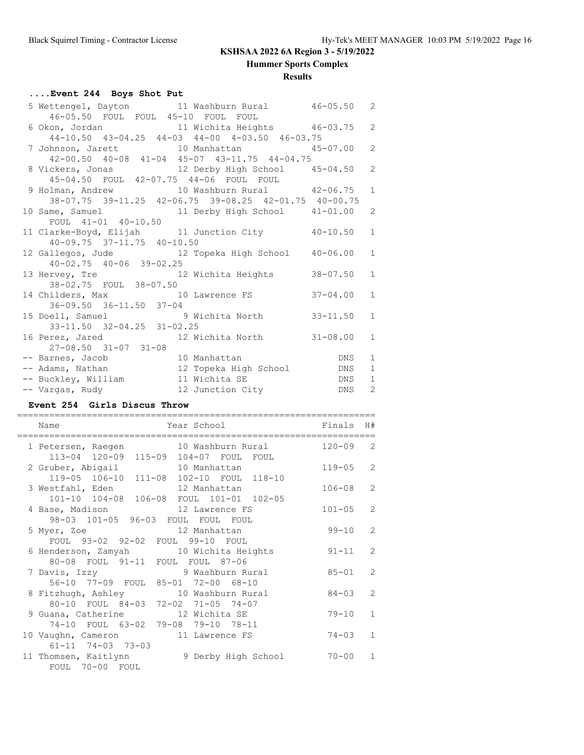## KSHSAA 2022 6A Region 3 - 5/19/2022
### Hummer Sports Complex
### Results

#### ....Event 244 Boys Shot Put

| Place | Name | Year | School | Finals | H# |
|---|---|---|---|---|---|
| 5 | Wettengel, Dayton | 11 | Washburn Rural | 46-05.50 | 2 |
| | 46-05.50 FOUL FOUL 45-10 FOUL FOUL | | | | |
| 6 | Okon, Jordan | 11 | Wichita Heights | 46-03.75 | 2 |
| | 44-10.50 43-04.25 44-03 44-00 4-03.50 46-03.75 | | | | |
| 7 | Johnson, Jarett | 10 | Manhattan | 45-07.00 | 2 |
| | 42-00.50 40-08 41-04 45-07 43-11.75 44-04.75 | | | | |
| 8 | Vickers, Jonas | 12 | Derby High School | 45-04.50 | 2 |
| | 45-04.50 FOUL 42-07.75 44-06 FOUL FOUL | | | | |
| 9 | Holman, Andrew | 10 | Washburn Rural | 42-06.75 | 1 |
| | 38-07.75 39-11.25 42-06.75 39-08.25 42-01.75 40-00.75 | | | | |
| 10 | Same, Samuel | 11 | Derby High School | 41-01.00 | 2 |
| | FOUL 41-01 40-10.50 | | | | |
| 11 | Clarke-Boyd, Elijah | 11 | Junction City | 40-10.50 | 1 |
| | 40-09.75 37-11.75 40-10.50 | | | | |
| 12 | Gallegos, Jude | 12 | Topeka High School | 40-06.00 | 1 |
| | 40-02.75 40-06 39-02.25 | | | | |
| 13 | Hervey, Tre | 12 | Wichita Heights | 38-07.50 | 1 |
| | 38-02.75 FOUL 38-07.50 | | | | |
| 14 | Childers, Max | 10 | Lawrence FS | 37-04.00 | 1 |
| | 36-09.50 36-11.50 37-04 | | | | |
| 15 | Doell, Samuel | 9 | Wichita North | 33-11.50 | 1 |
| | 33-11.50 32-04.25 31-02.25 | | | | |
| 16 | Perez, Jared | 12 | Wichita North | 31-08.00 | 1 |
| | 27-08.50 31-07 31-08 | | | | |
| -- | Barnes, Jacob | 10 | Manhattan | DNS | 1 |
| -- | Adams, Nathan | 12 | Topeka High School | DNS | 1 |
| -- | Buckley, William | 11 | Wichita SE | DNS | 1 |
| -- | Vargas, Rudy | 12 | Junction City | DNS | 2 |

#### Event 254 Girls Discus Throw

| Place | Name | Year | School | Finals | H# |
|---|---|---|---|---|---|
| 1 | Petersen, Raegen | 10 | Washburn Rural | 120-09 | 2 |
| | 113-04 120-09 115-09 104-07 FOUL FOUL | | | | |
| 2 | Gruber, Abigail | 10 | Manhattan | 119-05 | 2 |
| | 119-05 106-10 111-08 102-10 FOUL 118-10 | | | | |
| 3 | Westfahl, Eden | 12 | Manhattan | 106-08 | 2 |
| | 101-10 104-08 106-08 FOUL 101-01 102-05 | | | | |
| 4 | Base, Madison | 12 | Lawrence FS | 101-05 | 2 |
| | 98-03 101-05 96-03 FOUL FOUL FOUL | | | | |
| 5 | Myer, Zoe | 12 | Manhattan | 99-10 | 2 |
| | FOUL 93-02 92-02 FOUL 99-10 FOUL | | | | |
| 6 | Henderson, Zamyah | 10 | Wichita Heights | 91-11 | 2 |
| | 80-08 FOUL 91-11 FOUL FOUL 87-06 | | | | |
| 7 | Davis, Izzy | 9 | Washburn Rural | 85-01 | 2 |
| | 56-10 77-09 FOUL 85-01 72-00 68-10 | | | | |
| 8 | Fitzhugh, Ashley | 10 | Washburn Rural | 84-03 | 2 |
| | 80-10 FOUL 84-03 72-02 71-05 74-07 | | | | |
| 9 | Guana, Catherine | 12 | Wichita SE | 79-10 | 1 |
| | 74-10 FOUL 63-02 79-08 79-10 78-11 | | | | |
| 10 | Vaughn, Cameron | 11 | Lawrence FS | 74-03 | 1 |
| | 61-11 74-03 73-03 | | | | |
| 11 | Thomsen, Kaitlynn | 9 | Derby High School | 70-00 | 1 |
| | FOUL 70-00 FOUL | | | | |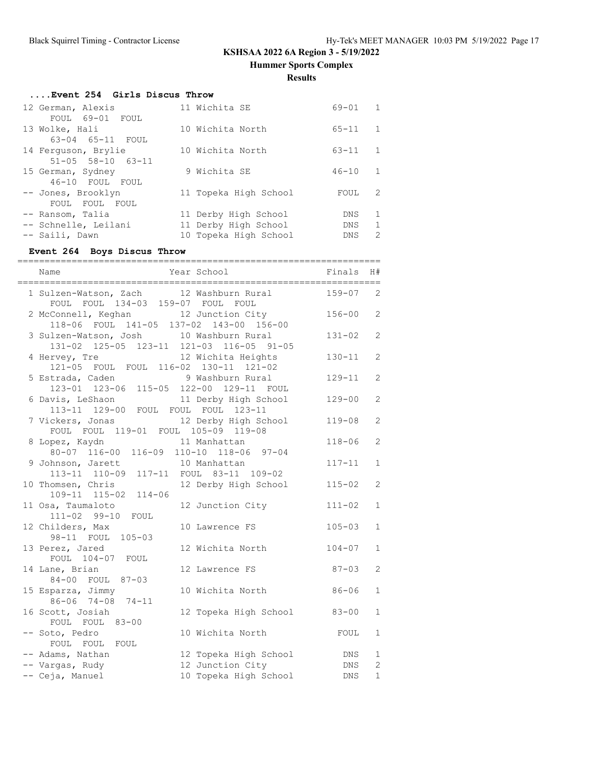**KSHSAA 2022 6A Region 3 - 5/19/2022**

**Hummer Sports Complex**

**Results**

### ....Event 254 Girls Discus Throw

| Place | Name | Year | School | Finals | H# |
|---|---|---|---|---|---|
| 12 | German, Alexis | 11 | Wichita SE | 69-01 | 1 |
| | FOUL 69-01 FOUL | | | | |
| 13 | Wolke, Hali | 10 | Wichita North | 65-11 | 1 |
| | 63-04 65-11 FOUL | | | | |
| 14 | Ferguson, Brylie | 10 | Wichita North | 63-11 | 1 |
| | 51-05 58-10 63-11 | | | | |
| 15 | German, Sydney | 9 | Wichita SE | 46-10 | 1 |
| | 46-10 FOUL FOUL | | | | |
| -- | Jones, Brooklyn | 11 | Topeka High School | FOUL | 2 |
| | FOUL FOUL FOUL | | | | |
| -- | Ransom, Talia | 11 | Derby High School | DNS | 1 |
| -- | Schnelle, Leilani | 11 | Derby High School | DNS | 1 |
| -- | Saili, Dawn | 10 | Topeka High School | DNS | 2 |

### Event 264 Boys Discus Throw

| Place | Name | Year | School | Finals | H# |
|---|---|---|---|---|---|
| 1 | Sulzen-Watson, Zach | 12 | Washburn Rural | 159-07 | 2 |
| | FOUL FOUL 134-03 159-07 FOUL FOUL | | | | |
| 2 | McConnell, Keghan | 12 | Junction City | 156-00 | 2 |
| | 118-06 FOUL 141-05 137-02 143-00 156-00 | | | | |
| 3 | Sulzen-Watson, Josh | 10 | Washburn Rural | 131-02 | 2 |
| | 131-02 125-05 123-11 121-03 116-05 91-05 | | | | |
| 4 | Hervey, Tre | 12 | Wichita Heights | 130-11 | 2 |
| | 121-05 FOUL FOUL 116-02 130-11 121-02 | | | | |
| 5 | Estrada, Caden | 9 | Washburn Rural | 129-11 | 2 |
| | 123-01 123-06 115-05 122-00 129-11 FOUL | | | | |
| 6 | Davis, LeShaon | 11 | Derby High School | 129-00 | 2 |
| | 113-11 129-00 FOUL FOUL FOUL 123-11 | | | | |
| 7 | Vickers, Jonas | 12 | Derby High School | 119-08 | 2 |
| | FOUL FOUL 119-01 FOUL 105-09 119-08 | | | | |
| 8 | Lopez, Kaydn | 11 | Manhattan | 118-06 | 2 |
| | 80-07 116-00 116-09 110-10 118-06 97-04 | | | | |
| 9 | Johnson, Jarett | 10 | Manhattan | 117-11 | 1 |
| | 113-11 110-09 117-11 FOUL 83-11 109-02 | | | | |
| 10 | Thomsen, Chris | 12 | Derby High School | 115-02 | 2 |
| | 109-11 115-02 114-06 | | | | |
| 11 | Osa, Taumaloto | 12 | Junction City | 111-02 | 1 |
| | 111-02 99-10 FOUL | | | | |
| 12 | Childers, Max | 10 | Lawrence FS | 105-03 | 1 |
| | 98-11 FOUL 105-03 | | | | |
| 13 | Perez, Jared | 12 | Wichita North | 104-07 | 1 |
| | FOUL 104-07 FOUL | | | | |
| 14 | Lane, Brian | 12 | Lawrence FS | 87-03 | 2 |
| | 84-00 FOUL 87-03 | | | | |
| 15 | Esparza, Jimmy | 10 | Wichita North | 86-06 | 1 |
| | 86-06 74-08 74-11 | | | | |
| 16 | Scott, Josiah | 12 | Topeka High School | 83-00 | 1 |
| | FOUL FOUL 83-00 | | | | |
| -- | Soto, Pedro | 10 | Wichita North | FOUL | 1 |
| | FOUL FOUL FOUL | | | | |
| -- | Adams, Nathan | 12 | Topeka High School | DNS | 1 |
| -- | Vargas, Rudy | 12 | Junction City | DNS | 2 |
| -- | Ceja, Manuel | 10 | Topeka High School | DNS | 1 |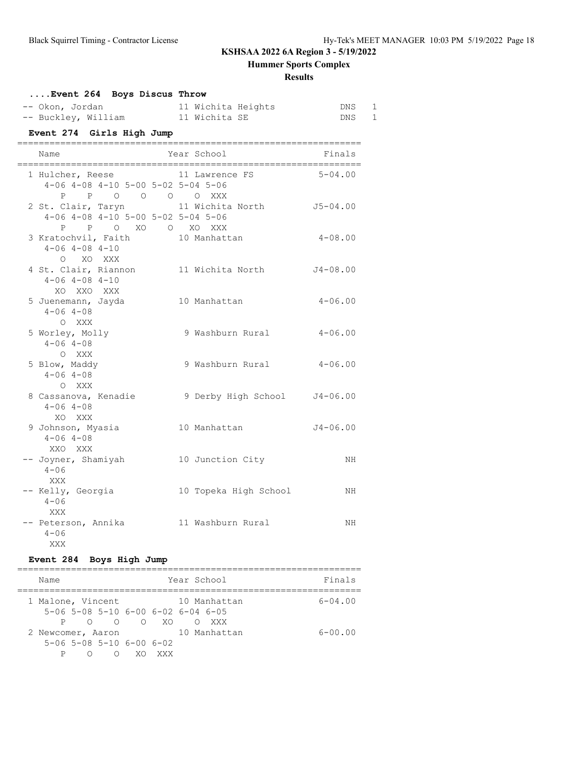# KSHSAA 2022 6A Region 3 - 5/19/2022

## Hummer Sports Complex

### Results

#### ....Event 264 Boys Discus Throw

```
 -- Okon, Jordan              11 Wichita Heights          DNS   1
 -- Buckley, William          11 Wichita SE               DNS   1
```

#### Event 274 Girls High Jump

```
=================================================================
    Name                    Year School                  Finals
=================================================================
  1 Hulcher, Reese            11 Lawrence FS            5-04.00
     4-06 4-08 4-10 5-00 5-02 5-04 5-06
        P    P    O    O    O    O  XXX
  2 St. Clair, Taryn          11 Wichita North         J5-04.00
     4-06 4-08 4-10 5-00 5-02 5-04 5-06
        P    P    O   XO    O   XO  XXX
  3 Kratochvil, Faith         10 Manhattan              4-08.00
     4-06 4-08 4-10
        O   XO  XXX
  4 St. Clair, Riannon        11 Wichita North         J4-08.00
     4-06 4-08 4-10
       XO  XXO  XXX
  5 Juenemann, Jayda          10 Manhattan              4-06.00
     4-06 4-08
        O  XXX
  5 Worley, Molly              9 Washburn Rural         4-06.00
     4-06 4-08
        O  XXX
  5 Blow, Maddy                9 Washburn Rural         4-06.00
     4-06 4-08
        O  XXX
  8 Cassanova, Kenadie         9 Derby High School     J4-06.00
     4-06 4-08
       XO  XXX
  9 Johnson, Myasia           10 Manhattan             J4-06.00
     4-06 4-08
      XXO  XXX
 -- Joyner, Shamiyah          10 Junction City               NH
     4-06
      XXX
 -- Kelly, Georgia            10 Topeka High School          NH
     4-06
      XXX
 -- Peterson, Annika          11 Washburn Rural              NH
     4-06
      XXX
```

#### Event 284 Boys High Jump

```
=================================================================
    Name                    Year School                  Finals
=================================================================
  1 Malone, Vincent           10 Manhattan              6-04.00
     5-06 5-08 5-10 6-00 6-02 6-04 6-05
        P    O    O    O   XO    O  XXX
  2 Newcomer, Aaron           10 Manhattan              6-00.00
     5-06 5-08 5-10 6-00 6-02
        P    O    O   XO  XXX
```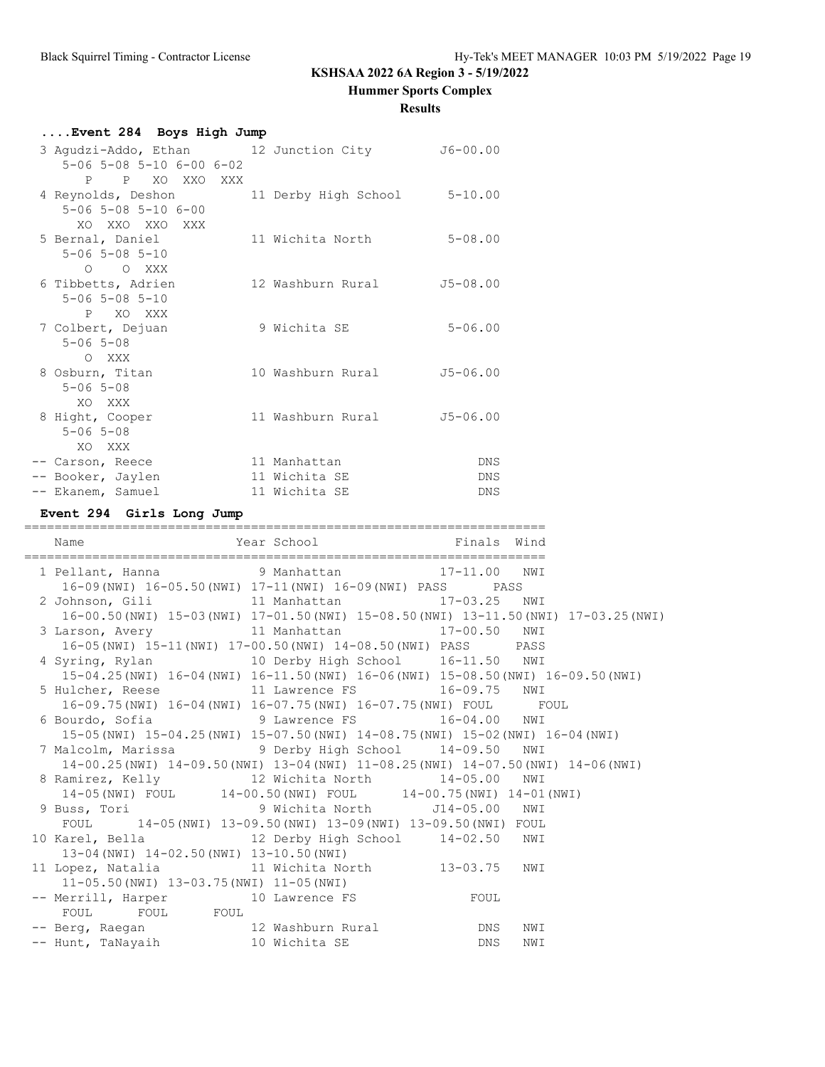KSHSAA 2022 6A Region 3 - 5/19/2022

Hummer Sports Complex

Results

### ....Event 284 Boys High Jump

```
  3 Agudzi-Addo, Ethan        12 Junction City          J6-00.00
     5-06 5-08 5-10 6-00 6-02
        P    P   XO  XXO  XXX
  4 Reynolds, Deshon          11 Derby High School       5-10.00
     5-06 5-08 5-10 6-00
       XO  XXO  XXO  XXX
  5 Bernal, Daniel            11 Wichita North           5-08.00
     5-06 5-08 5-10
        O    O  XXX
  6 Tibbetts, Adrien          12 Washburn Rural         J5-08.00
     5-06 5-08 5-10
        P   XO  XXX
  7 Colbert, Dejuan            9 Wichita SE              5-06.00
     5-06 5-08
        O  XXX
  8 Osburn, Titan             10 Washburn Rural         J5-06.00
     5-06 5-08
       XO  XXX
  8 Hight, Cooper             11 Washburn Rural         J5-06.00
     5-06 5-08
       XO  XXX
 -- Carson, Reece             11 Manhattan                  DNS
 -- Booker, Jaylen            11 Wichita SE                 DNS
 -- Ekanem, Samuel            11 Wichita SE                 DNS
```

### Event 294 Girls Long Jump

```
=====================================================================
    Name                    Year School                  Finals  Wind
=====================================================================
  1 Pellant, Hanna             9 Manhattan             17-11.00   NWI
     16-09(NWI) 16-05.50(NWI) 17-11(NWI) 16-09(NWI) PASS      PASS
  2 Johnson, Gili             11 Manhattan             17-03.25   NWI
     16-00.50(NWI) 15-03(NWI) 17-01.50(NWI) 15-08.50(NWI) 13-11.50(NWI) 17-03.25(NWI)
  3 Larson, Avery             11 Manhattan             17-00.50   NWI
     16-05(NWI) 15-11(NWI) 17-00.50(NWI) 14-08.50(NWI) PASS      PASS
  4 Syring, Rylan             10 Derby High School     16-11.50   NWI
     15-04.25(NWI) 16-04(NWI) 16-11.50(NWI) 16-06(NWI) 15-08.50(NWI) 16-09.50(NWI)
  5 Hulcher, Reese            11 Lawrence FS           16-09.75   NWI
     16-09.75(NWI) 16-04(NWI) 16-07.75(NWI) 16-07.75(NWI) FOUL      FOUL
  6 Bourdo, Sofia              9 Lawrence FS           16-04.00   NWI
     15-05(NWI) 15-04.25(NWI) 15-07.50(NWI) 14-08.75(NWI) 15-02(NWI) 16-04(NWI)
  7 Malcolm, Marissa           9 Derby High School     14-09.50   NWI
     14-00.25(NWI) 14-09.50(NWI) 13-04(NWI) 11-08.25(NWI) 14-07.50(NWI) 14-06(NWI)
  8 Ramirez, Kelly            12 Wichita North         14-05.00   NWI
     14-05(NWI) FOUL       14-00.50(NWI) FOUL       14-00.75(NWI) 14-01(NWI)
  9 Buss, Tori                 9 Wichita North        J14-05.00   NWI
     FOUL      14-05(NWI) 13-09.50(NWI) 13-09(NWI) 13-09.50(NWI) FOUL
 10 Karel, Bella              12 Derby High School     14-02.50   NWI
     13-04(NWI) 14-02.50(NWI) 13-10.50(NWI)
 11 Lopez, Natalia            11 Wichita North         13-03.75   NWI
     11-05.50(NWI) 13-03.75(NWI) 11-05(NWI)
 -- Merrill, Harper           10 Lawrence FS               FOUL
     FOUL      FOUL      FOUL
 -- Berg, Raegan              12 Washburn Rural             DNS   NWI
 -- Hunt, TaNayaih            10 Wichita SE                 DNS   NWI
```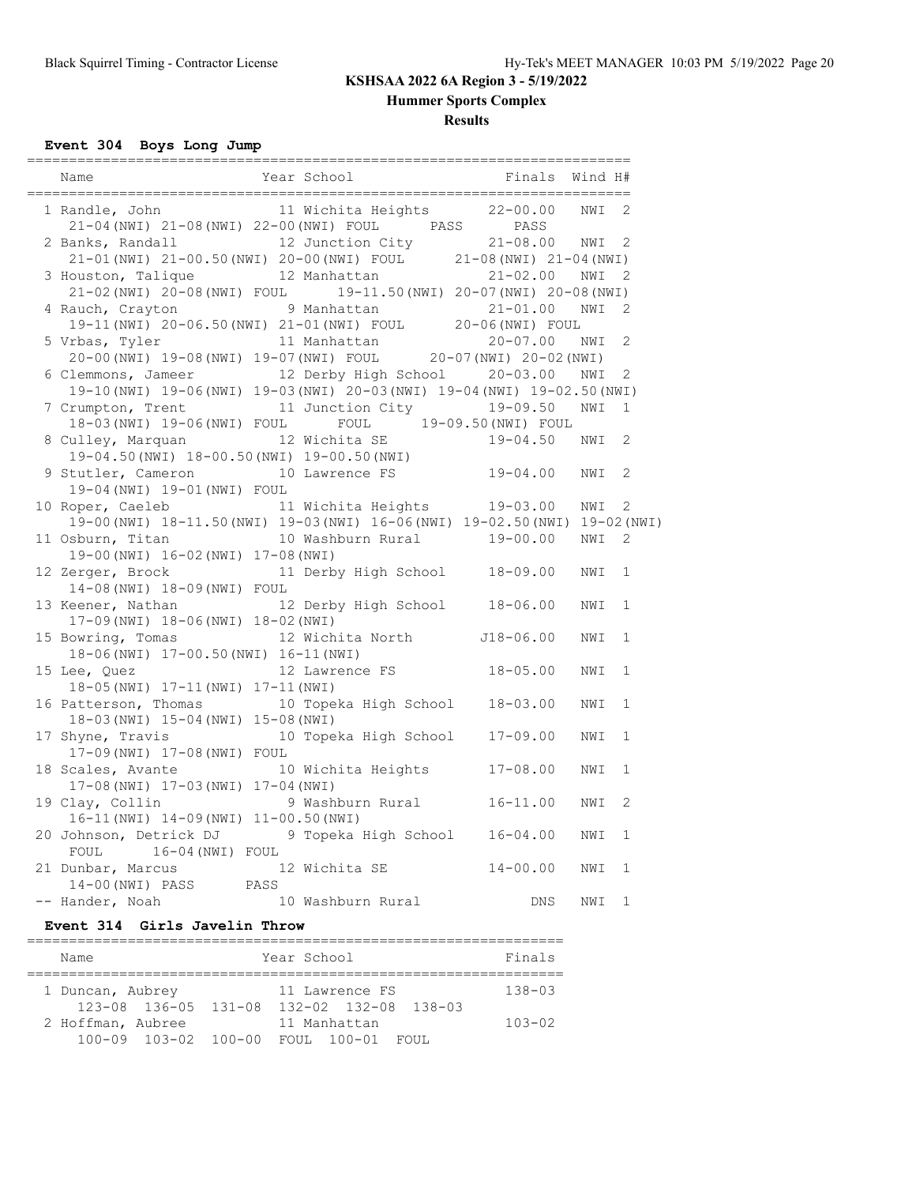KSHSAA 2022 6A Region 3 - 5/19/2022

Hummer Sports Complex

**Results**

### Event 304 Boys Long Jump

| Place | Name | Year | School | Finals | Wind | H# |
|---|---|---|---|---|---|---|
| 1 | Randle, John | 11 | Wichita Heights | 22-00.00 | NWI | 2 |
| | 21-04(NWI) 21-08(NWI) 22-00(NWI) FOUL PASS PASS | | | | | |
| 2 | Banks, Randall | 12 | Junction City | 21-08.00 | NWI | 2 |
| | 21-01(NWI) 21-00.50(NWI) 20-00(NWI) FOUL 21-08(NWI) 21-04(NWI) | | | | | |
| 3 | Houston, Talique | 12 | Manhattan | 21-02.00 | NWI | 2 |
| | 21-02(NWI) 20-08(NWI) FOUL 19-11.50(NWI) 20-07(NWI) 20-08(NWI) | | | | | |
| 4 | Rauch, Crayton | 9 | Manhattan | 21-01.00 | NWI | 2 |
| | 19-11(NWI) 20-06.50(NWI) 21-01(NWI) FOUL 20-06(NWI) FOUL | | | | | |
| 5 | Vrbas, Tyler | 11 | Manhattan | 20-07.00 | NWI | 2 |
| | 20-00(NWI) 19-08(NWI) 19-07(NWI) FOUL 20-07(NWI) 20-02(NWI) | | | | | |
| 6 | Clemmons, Jameer | 12 | Derby High School | 20-03.00 | NWI | 2 |
| | 19-10(NWI) 19-06(NWI) 19-03(NWI) 20-03(NWI) 19-04(NWI) 19-02.50(NWI) | | | | | |
| 7 | Crumpton, Trent | 11 | Junction City | 19-09.50 | NWI | 1 |
| | 18-03(NWI) 19-06(NWI) FOUL FOUL 19-09.50(NWI) FOUL | | | | | |
| 8 | Culley, Marquan | 12 | Wichita SE | 19-04.50 | NWI | 2 |
| | 19-04.50(NWI) 18-00.50(NWI) 19-00.50(NWI) | | | | | |
| 9 | Stutler, Cameron | 10 | Lawrence FS | 19-04.00 | NWI | 2 |
| | 19-04(NWI) 19-01(NWI) FOUL | | | | | |
| 10 | Roper, Caeleb | 11 | Wichita Heights | 19-03.00 | NWI | 2 |
| | 19-00(NWI) 18-11.50(NWI) 19-03(NWI) 16-06(NWI) 19-02.50(NWI) 19-02(NWI) | | | | | |
| 11 | Osburn, Titan | 10 | Washburn Rural | 19-00.00 | NWI | 2 |
| | 19-00(NWI) 16-02(NWI) 17-08(NWI) | | | | | |
| 12 | Zerger, Brock | 11 | Derby High School | 18-09.00 | NWI | 1 |
| | 14-08(NWI) 18-09(NWI) FOUL | | | | | |
| 13 | Keener, Nathan | 12 | Derby High School | 18-06.00 | NWI | 1 |
| | 17-09(NWI) 18-06(NWI) 18-02(NWI) | | | | | |
| 15 | Bowring, Tomas | 12 | Wichita North | J18-06.00 | NWI | 1 |
| | 18-06(NWI) 17-00.50(NWI) 16-11(NWI) | | | | | |
| 15 | Lee, Quez | 12 | Lawrence FS | 18-05.00 | NWI | 1 |
| | 18-05(NWI) 17-11(NWI) 17-11(NWI) | | | | | |
| 16 | Patterson, Thomas | 10 | Topeka High School | 18-03.00 | NWI | 1 |
| | 18-03(NWI) 15-04(NWI) 15-08(NWI) | | | | | |
| 17 | Shyne, Travis | 10 | Topeka High School | 17-09.00 | NWI | 1 |
| | 17-09(NWI) 17-08(NWI) FOUL | | | | | |
| 18 | Scales, Avante | 10 | Wichita Heights | 17-08.00 | NWI | 1 |
| | 17-08(NWI) 17-03(NWI) 17-04(NWI) | | | | | |
| 19 | Clay, Collin | 9 | Washburn Rural | 16-11.00 | NWI | 2 |
| | 16-11(NWI) 14-09(NWI) 11-00.50(NWI) | | | | | |
| 20 | Johnson, Detrick DJ | 9 | Topeka High School | 16-04.00 | NWI | 1 |
| | FOUL 16-04(NWI) FOUL | | | | | |
| 21 | Dunbar, Marcus | 12 | Wichita SE | 14-00.00 | NWI | 1 |
| | 14-00(NWI) PASS PASS | | | | | |
| -- | Hander, Noah | 10 | Washburn Rural | DNS | NWI | 1 |

### Event 314 Girls Javelin Throw

| Place | Name | Year | School | Finals |
|---|---|---|---|---|
| 1 | Duncan, Aubrey | 11 | Lawrence FS | 138-03 |
| | 123-08 136-05 131-08 132-02 132-08 138-03 | | | |
| 2 | Hoffman, Aubree | 11 | Manhattan | 103-02 |
| | 100-09 103-02 100-00 FOUL 100-01 FOUL | | | |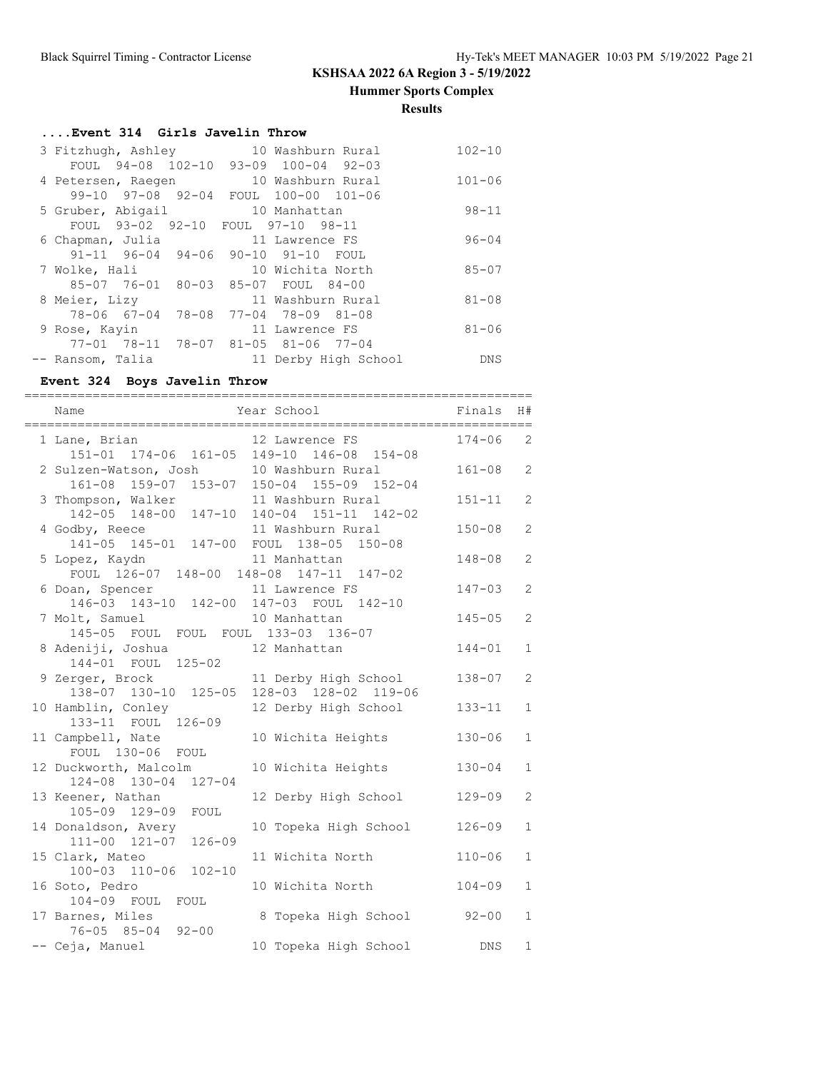# KSHSAA 2022 6A Region 3 - 5/19/2022

## Hummer Sports Complex

### Results

#### ....Event 314 Girls Javelin Throw

| Place | Name | Year | School | Finals |
|---|---|---|---|---|
| 3 | Fitzhugh, Ashley | 10 | Washburn Rural | 102-10 |
| | FOUL 94-08 102-10 93-09 100-04 92-03 | | | |
| 4 | Petersen, Raegen | 10 | Washburn Rural | 101-06 |
| | 99-10 97-08 92-04 FOUL 100-00 101-06 | | | |
| 5 | Gruber, Abigail | 10 | Manhattan | 98-11 |
| | FOUL 93-02 92-10 FOUL 97-10 98-11 | | | |
| 6 | Chapman, Julia | 11 | Lawrence FS | 96-04 |
| | 91-11 96-04 94-06 90-10 91-10 FOUL | | | |
| 7 | Wolke, Hali | 10 | Wichita North | 85-07 |
| | 85-07 76-01 80-03 85-07 FOUL 84-00 | | | |
| 8 | Meier, Lizy | 11 | Washburn Rural | 81-08 |
| | 78-06 67-04 78-08 77-04 78-09 81-08 | | | |
| 9 | Rose, Kayin | 11 | Lawrence FS | 81-06 |
| | 77-01 78-11 78-07 81-05 81-06 77-04 | | | |
| -- | Ransom, Talia | 11 | Derby High School | DNS |

#### Event 324 Boys Javelin Throw

| Place | Name | Year | School | Finals | H# |
|---|---|---|---|---|---|
| 1 | Lane, Brian | 12 | Lawrence FS | 174-06 | 2 |
| | 151-01 174-06 161-05 149-10 146-08 154-08 | | | | |
| 2 | Sulzen-Watson, Josh | 10 | Washburn Rural | 161-08 | 2 |
| | 161-08 159-07 153-07 150-04 155-09 152-04 | | | | |
| 3 | Thompson, Walker | 11 | Washburn Rural | 151-11 | 2 |
| | 142-05 148-00 147-10 140-04 151-11 142-02 | | | | |
| 4 | Godby, Reece | 11 | Washburn Rural | 150-08 | 2 |
| | 141-05 145-01 147-00 FOUL 138-05 150-08 | | | | |
| 5 | Lopez, Kaydn | 11 | Manhattan | 148-08 | 2 |
| | FOUL 126-07 148-00 148-08 147-11 147-02 | | | | |
| 6 | Doan, Spencer | 11 | Lawrence FS | 147-03 | 2 |
| | 146-03 143-10 142-00 147-03 FOUL 142-10 | | | | |
| 7 | Molt, Samuel | 10 | Manhattan | 145-05 | 2 |
| | 145-05 FOUL FOUL FOUL 133-03 136-07 | | | | |
| 8 | Adeniji, Joshua | 12 | Manhattan | 144-01 | 1 |
| | 144-01 FOUL 125-02 | | | | |
| 9 | Zerger, Brock | 11 | Derby High School | 138-07 | 2 |
| | 138-07 130-10 125-05 128-03 128-02 119-06 | | | | |
| 10 | Hamblin, Conley | 12 | Derby High School | 133-11 | 1 |
| | 133-11 FOUL 126-09 | | | | |
| 11 | Campbell, Nate | 10 | Wichita Heights | 130-06 | 1 |
| | FOUL 130-06 FOUL | | | | |
| 12 | Duckworth, Malcolm | 10 | Wichita Heights | 130-04 | 1 |
| | 124-08 130-04 127-04 | | | | |
| 13 | Keener, Nathan | 12 | Derby High School | 129-09 | 2 |
| | 105-09 129-09 FOUL | | | | |
| 14 | Donaldson, Avery | 10 | Topeka High School | 126-09 | 1 |
| | 111-00 121-07 126-09 | | | | |
| 15 | Clark, Mateo | 11 | Wichita North | 110-06 | 1 |
| | 100-03 110-06 102-10 | | | | |
| 16 | Soto, Pedro | 10 | Wichita North | 104-09 | 1 |
| | 104-09 FOUL FOUL | | | | |
| 17 | Barnes, Miles | 8 | Topeka High School | 92-00 | 1 |
| | 76-05 85-04 92-00 | | | | |
| -- | Ceja, Manuel | 10 | Topeka High School | DNS | 1 |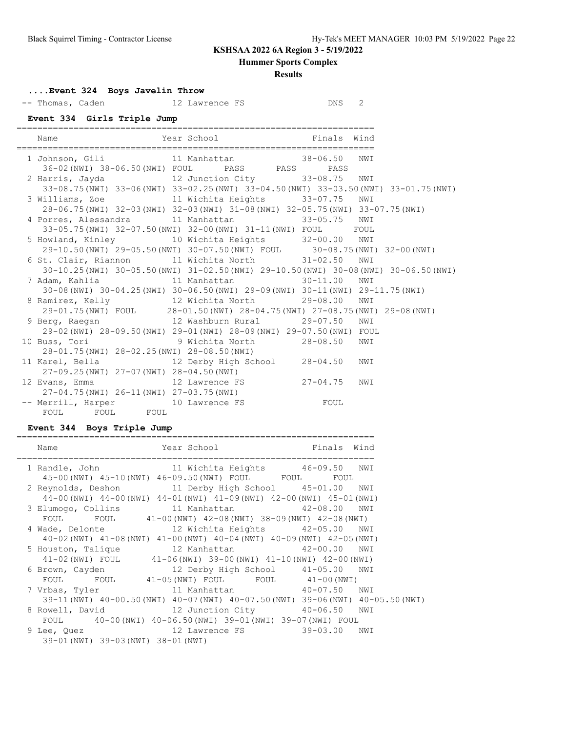# KSHSAA 2022 6A Region 3 - 5/19/2022

## Hummer Sports Complex

### Results

**....Event 324 Boys Javelin Throw**

```
-- Thomas, Caden             12 Lawrence FS                  DNS   2
```

**Event 334 Girls Triple Jump**

```
===================================================================
    Name                    Year School                 Finals  Wind
===================================================================
  1 Johnson, Gili             11 Manhattan              38-06.50   NWI
     36-02(NWI) 38-06.50(NWI) FOUL      PASS      PASS      PASS
  2 Harris, Jayda             12 Junction City          33-08.75   NWI
     33-08.75(NWI) 33-06(NWI) 33-02.25(NWI) 33-04.50(NWI) 33-03.50(NWI) 33-01.75(NWI)
  3 Williams, Zoe             11 Wichita Heights        33-07.75   NWI
     28-06.75(NWI) 32-03(NWI) 32-03(NWI) 31-08(NWI) 32-05.75(NWI) 33-07.75(NWI)
  4 Porres, Alessandra        11 Manhattan              33-05.75   NWI
     33-05.75(NWI) 32-07.50(NWI) 32-00(NWI) 31-11(NWI) FOUL      FOUL
  5 Howland, Kinley           10 Wichita Heights        32-00.00   NWI
     29-10.50(NWI) 29-05.50(NWI) 30-07.50(NWI) FOUL      30-08.75(NWI) 32-00(NWI)
  6 St. Clair, Riannon        11 Wichita North          31-02.50   NWI
     30-10.25(NWI) 30-05.50(NWI) 31-02.50(NWI) 29-10.50(NWI) 30-08(NWI) 30-06.50(NWI)
  7 Adam, Kahlia              11 Manhattan              30-11.00   NWI
     30-08(NWI) 30-04.25(NWI) 30-06.50(NWI) 29-09(NWI) 30-11(NWI) 29-11.75(NWI)
  8 Ramirez, Kelly            12 Wichita North          29-08.00   NWI
     29-01.75(NWI) FOUL      28-01.50(NWI) 28-04.75(NWI) 27-08.75(NWI) 29-08(NWI)
  9 Berg, Raegan              12 Washburn Rural         29-07.50   NWI
     29-02(NWI) 28-09.50(NWI) 29-01(NWI) 28-09(NWI) 29-07.50(NWI) FOUL
 10 Buss, Tori                 9 Wichita North          28-08.50   NWI
     28-01.75(NWI) 28-02.25(NWI) 28-08.50(NWI)
 11 Karel, Bella              12 Derby High School      28-04.50   NWI
     27-09.25(NWI) 27-07(NWI) 28-04.50(NWI)
 12 Evans, Emma               12 Lawrence FS            27-04.75   NWI
     27-04.75(NWI) 26-11(NWI) 27-03.75(NWI)
 -- Merrill, Harper           10 Lawrence FS                FOUL
     FOUL      FOUL      FOUL
```

**Event 344 Boys Triple Jump**

```
===================================================================
    Name                    Year School                 Finals  Wind
===================================================================
  1 Randle, John              11 Wichita Heights        46-09.50   NWI
     45-00(NWI) 45-10(NWI) 46-09.50(NWI) FOUL      FOUL      FOUL
  2 Reynolds, Deshon          11 Derby High School      45-01.00   NWI
     44-00(NWI) 44-00(NWI) 44-01(NWI) 41-09(NWI) 42-00(NWI) 45-01(NWI)
  3 Elumogo, Collins          11 Manhattan              42-08.00   NWI
     FOUL      FOUL      41-00(NWI) 42-08(NWI) 38-09(NWI) 42-08(NWI)
  4 Wade, Delonte             12 Wichita Heights        42-05.00   NWI
     40-02(NWI) 41-08(NWI) 41-00(NWI) 40-04(NWI) 40-09(NWI) 42-05(NWI)
  5 Houston, Talique          12 Manhattan              42-00.00   NWI
     41-02(NWI) FOUL      41-06(NWI) 39-00(NWI) 41-10(NWI) 42-00(NWI)
  6 Brown, Cayden             12 Derby High School      41-05.00   NWI
     FOUL      FOUL      41-05(NWI) FOUL      FOUL      41-00(NWI)
  7 Vrbas, Tyler              11 Manhattan              40-07.50   NWI
     39-11(NWI) 40-00.50(NWI) 40-07(NWI) 40-07.50(NWI) 39-06(NWI) 40-05.50(NWI)
  8 Rowell, David             12 Junction City          40-06.50   NWI
     FOUL      40-00(NWI) 40-06.50(NWI) 39-01(NWI) 39-07(NWI) FOUL
  9 Lee, Quez                 12 Lawrence FS            39-03.00   NWI
     39-01(NWI) 39-03(NWI) 38-01(NWI)
```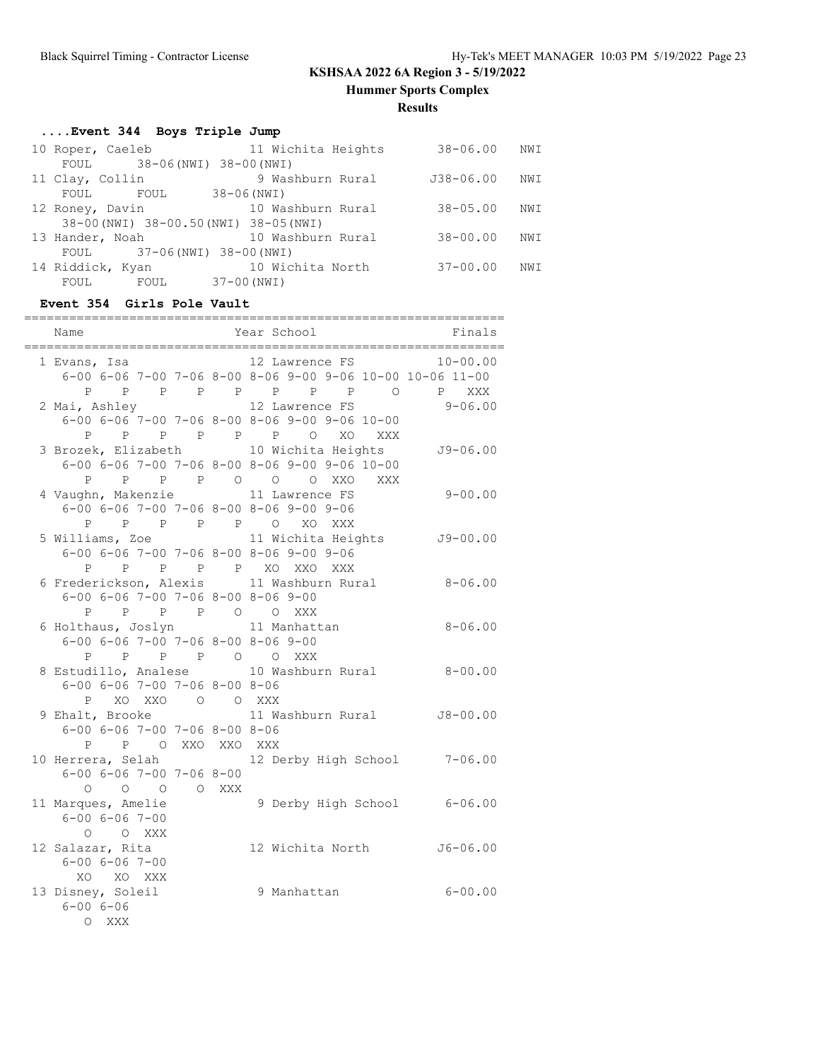# KSHSAA 2022 6A Region 3 - 5/19/2022

## Hummer Sports Complex

### Results

#### ....Event 344 Boys Triple Jump

```
 10 Roper, Caeleb               11 Wichita Heights       38-06.00   NWI 
      FOUL     38-06(NWI) 38-00(NWI)
 11 Clay, Collin                 9 Washburn Rural       J38-06.00   NWI 
      FOUL       FOUL      38-06(NWI)
 12 Roney, Davin                10 Washburn Rural        38-05.00   NWI 
      38-00(NWI) 38-00.50(NWI) 38-05(NWI)
 13 Hander, Noah                10 Washburn Rural        38-00.00   NWI 
      FOUL     37-06(NWI) 38-00(NWI)
 14 Riddick, Kyan               10 Wichita North         37-00.00   NWI 
      FOUL       FOUL      37-00(NWI)
```

#### Event 354 Girls Pole Vault

```
================================================================
    Name                    Year School                  Finals 
================================================================
  1 Evans, Isa                12 Lawrence FS           10-00.00 
     6-00 6-06 7-00 7-06 8-00 8-06 9-00 9-06 10-00 10-06 11-00
        P    P    P    P    P    P    P    P     O     P   XXX 
  2 Mai, Ashley               12 Lawrence FS            9-06.00 
     6-00 6-06 7-00 7-06 8-00 8-06 9-00 9-06 10-00
        P    P    P    P    P    P    O   XO   XXX 
  3 Brozek, Elizabeth         10 Wichita Heights       J9-06.00 
     6-00 6-06 7-00 7-06 8-00 8-06 9-00 9-06 10-00
        P    P    P    P    O    O    O  XXO   XXX 
  4 Vaughn, Makenzie          11 Lawrence FS            9-00.00 
     6-00 6-06 7-00 7-06 8-00 8-06 9-00 9-06
        P    P    P    P    P    O   XO  XXX 
  5 Williams, Zoe             11 Wichita Heights       J9-00.00 
     6-00 6-06 7-00 7-06 8-00 8-06 9-00 9-06
        P    P    P    P    P   XO  XXO  XXX 
  6 Frederickson, Alexis      11 Washburn Rural         8-06.00 
     6-00 6-06 7-00 7-06 8-00 8-06 9-00
        P    P    P    P    O    O  XXX 
  6 Holthaus, Joslyn          11 Manhattan              8-06.00 
     6-00 6-06 7-00 7-06 8-00 8-06 9-00
        P    P    P    P    O    O  XXX 
  8 Estudillo, Analese        10 Washburn Rural         8-00.00 
     6-00 6-06 7-00 7-06 8-00 8-06
        P   XO  XXO    O    O  XXX 
  9 Ehalt, Brooke             11 Washburn Rural        J8-00.00 
     6-00 6-06 7-00 7-06 8-00 8-06
        P    P    O  XXO  XXO  XXX 
 10 Herrera, Selah            12 Derby High School      7-06.00 
     6-00 6-06 7-00 7-06 8-00
        O    O    O    O  XXX 
 11 Marques, Amelie            9 Derby High School      6-06.00 
     6-00 6-06 7-00
        O    O  XXX 
 12 Salazar, Rita             12 Wichita North         J6-06.00 
     6-00 6-06 7-00
       XO   XO  XXX 
 13 Disney, Soleil             9 Manhattan              6-00.00 
     6-00 6-06
        O  XXX 
```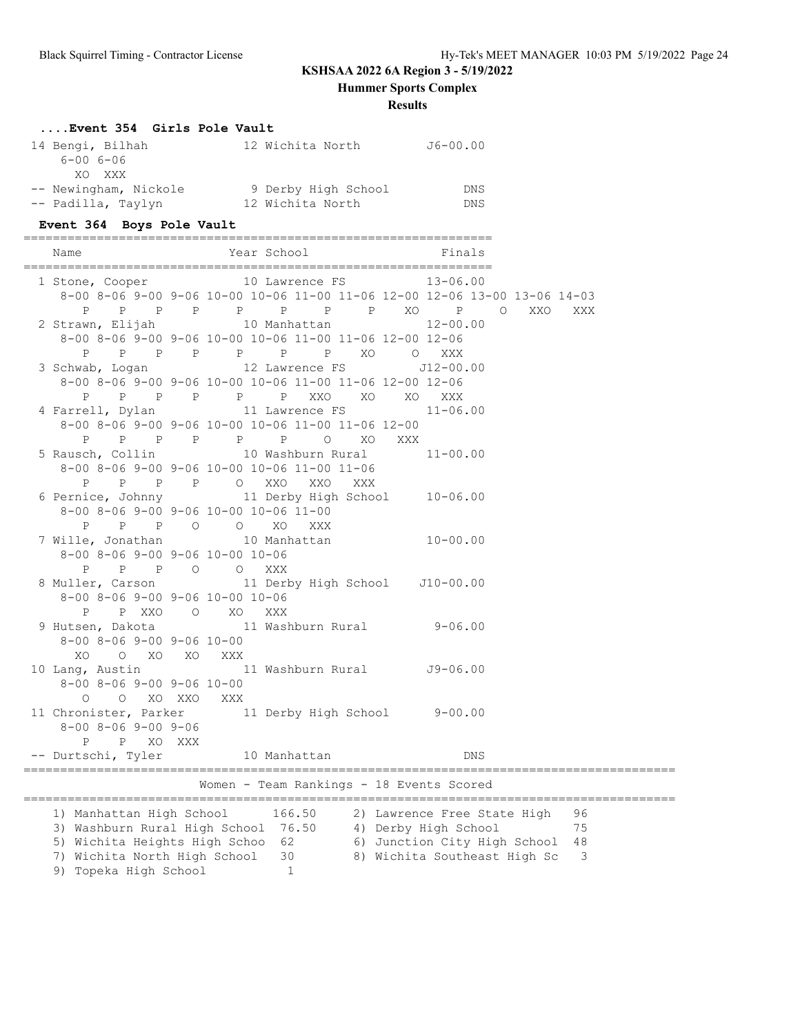KSHSAA 2022 6A Region 3 - 5/19/2022

Hummer Sports Complex

Results

### ....Event 354 Girls Pole Vault

```
14 Bengi, Bilhah            12 Wichita North          J6-00.00
    6-00 6-06
      XO  XXX
-- Newingham, Nickole        9 Derby High School          DNS
-- Padilla, Taylyn          12 Wichita North              DNS
```

### Event 364 Boys Pole Vault

```
================================================================
    Name                    Year School                 Finals
================================================================
  1 Stone, Cooper           10 Lawrence FS            13-06.00
     8-00 8-06 9-00 9-06 10-00 10-06 11-00 11-06 12-00 12-06 13-00 13-06 14-03
        P    P    P    P     P     P     P     P    XO     P     O   XXO   XXX
  2 Strawn, Elijah          10 Manhattan              12-00.00
     8-00 8-06 9-00 9-06 10-00 10-06 11-00 11-06 12-00 12-06
        P    P    P    P     P     P     P    XO     O   XXX
  3 Schwab, Logan           12 Lawrence FS           J12-00.00
     8-00 8-06 9-00 9-06 10-00 10-06 11-00 11-06 12-00 12-06
        P    P    P    P     P     P   XXO    XO    XO   XXX
  4 Farrell, Dylan          11 Lawrence FS            11-06.00
     8-00 8-06 9-00 9-06 10-00 10-06 11-00 11-06 12-00
        P    P    P    P     P     P     O    XO   XXX
  5 Rausch, Collin          10 Washburn Rural         11-00.00
     8-00 8-06 9-00 9-06 10-00 10-06 11-00 11-06
        P    P    P    P     O   XXO   XXO   XXX
  6 Pernice, Johnny         11 Derby High School      10-06.00
     8-00 8-06 9-00 9-06 10-00 10-06 11-00
        P    P    P    O     O    XO   XXX
  7 Wille, Jonathan         10 Manhattan              10-00.00
     8-00 8-06 9-00 9-06 10-00 10-06
        P    P    P    O     O   XXX
  8 Muller, Carson          11 Derby High School     J10-00.00
     8-00 8-06 9-00 9-06 10-00 10-06
        P    P  XXO    O    XO   XXX
  9 Hutsen, Dakota          11 Washburn Rural          9-06.00
     8-00 8-06 9-00 9-06 10-00
       XO    O   XO   XO   XXX
 10 Lang, Austin            11 Washburn Rural         J9-06.00
     8-00 8-06 9-00 9-06 10-00
        O    O   XO  XXO   XXX
 11 Chronister, Parker      11 Derby High School       9-00.00
     8-00 8-06 9-00 9-06
        P    P   XO  XXX
 -- Durtschi, Tyler         10 Manhattan                   DNS
```

### Women - Team Rankings - 18 Events Scored

| Rank | Team | Points | Rank | Team | Points |
|---|---|---|---|---|---|
| 1) | Manhattan High School | 166.50 | 2) | Lawrence Free State High | 96 |
| 3) | Washburn Rural High School | 76.50 | 4) | Derby High School | 75 |
| 5) | Wichita Heights High Schoo | 62 | 6) | Junction City High School | 48 |
| 7) | Wichita North High School | 30 | 8) | Wichita Southeast High Sc | 3 |
| 9) | Topeka High School | 1 | | | |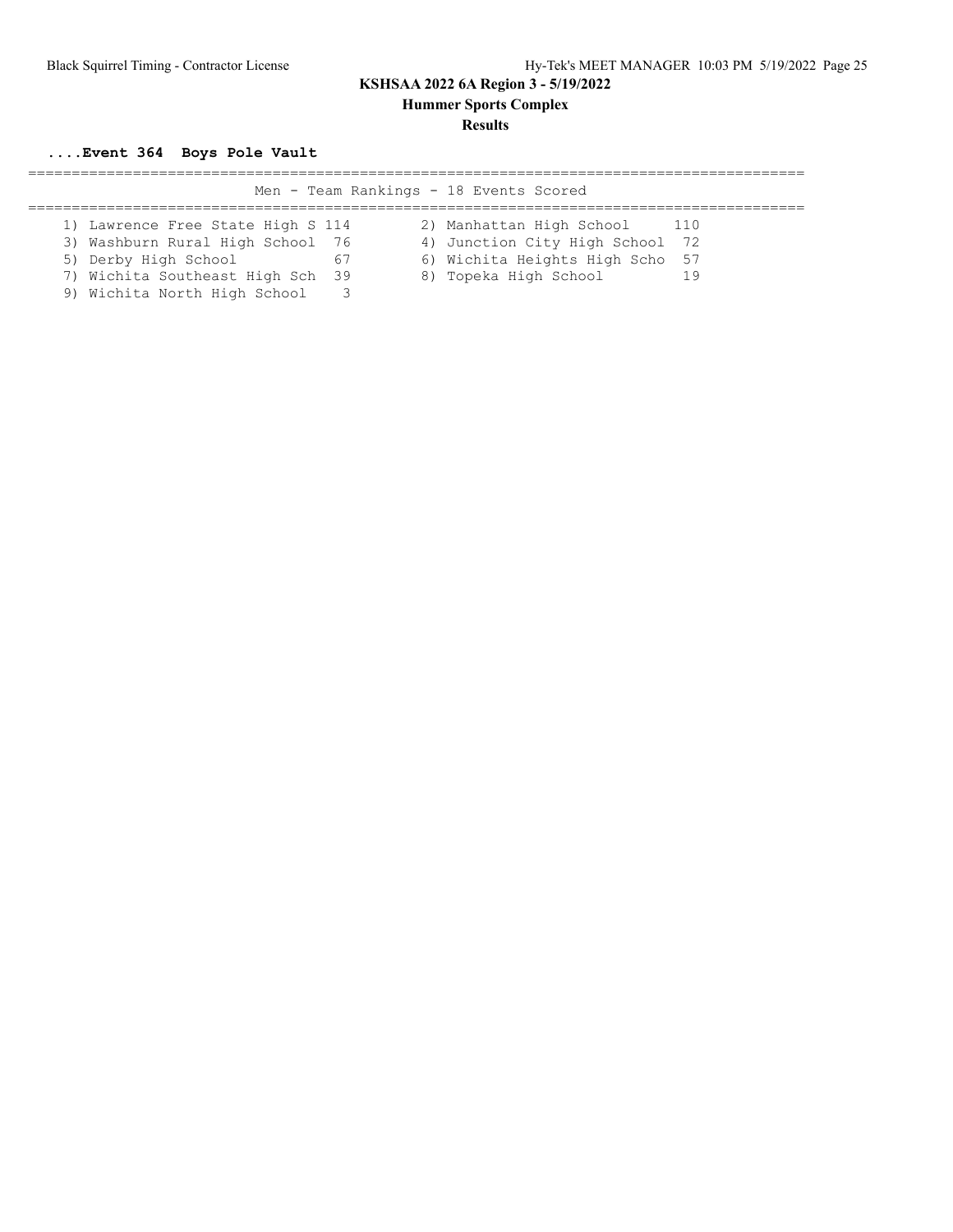**KSHSAA 2022 6A Region 3 - 5/19/2022**

**Hummer Sports Complex**

**Results**

### ....Event 364 Boys Pole Vault

Men - Team Rankings - 18 Events Scored

| | | | | | |
|---|---|---|---|---|---|
| 1) | Lawrence Free State High S | 114 | 2) | Manhattan High School | 110 |
| 3) | Washburn Rural High School | 76 | 4) | Junction City High School | 72 |
| 5) | Derby High School | 67 | 6) | Wichita Heights High Scho | 57 |
| 7) | Wichita Southeast High Sch | 39 | 8) | Topeka High School | 19 |
| 9) | Wichita North High School | 3 | | | |